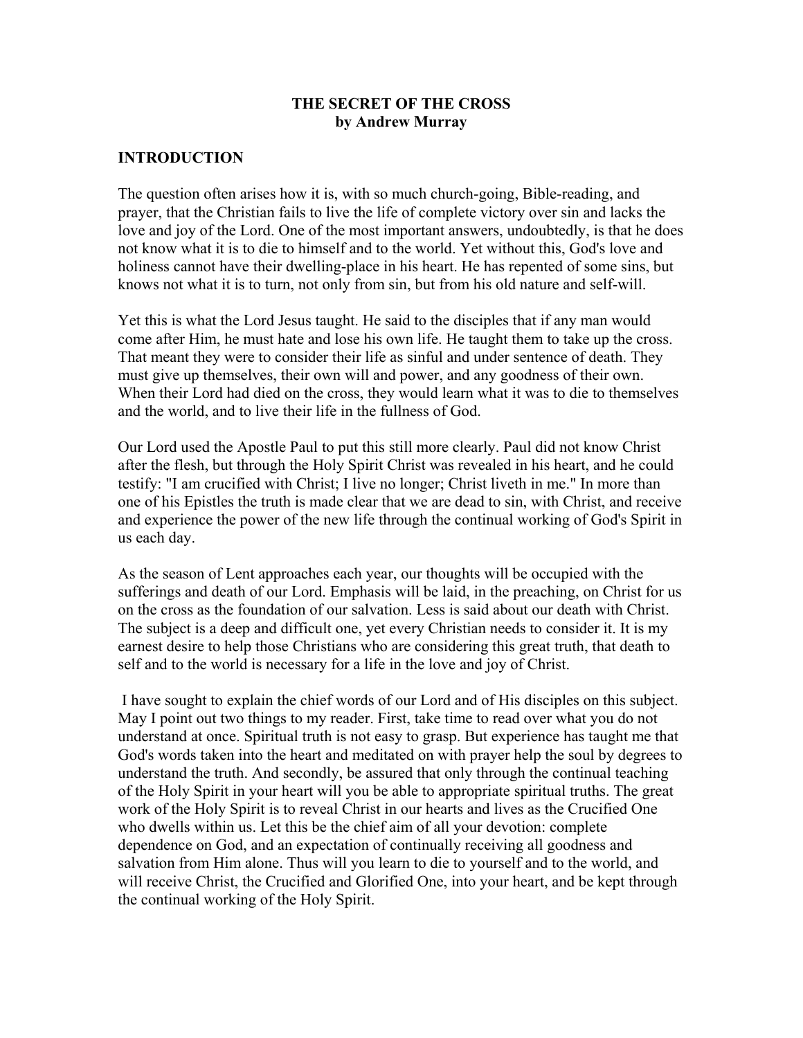# THE SECRET OF THE CROSS
**by Andrew Murray**

## INTRODUCTION

The question often arises how it is, with so much church-going, Bible-reading, and prayer, that the Christian fails to live the life of complete victory over sin and lacks the love and joy of the Lord. One of the most important answers, undoubtedly, is that he does not know what it is to die to himself and to the world. Yet without this, God's love and holiness cannot have their dwelling-place in his heart. He has repented of some sins, but knows not what it is to turn, not only from sin, but from his old nature and self-will.

Yet this is what the Lord Jesus taught. He said to the disciples that if any man would come after Him, he must hate and lose his own life. He taught them to take up the cross. That meant they were to consider their life as sinful and under sentence of death. They must give up themselves, their own will and power, and any goodness of their own. When their Lord had died on the cross, they would learn what it was to die to themselves and the world, and to live their life in the fullness of God.

Our Lord used the Apostle Paul to put this still more clearly. Paul did not know Christ after the flesh, but through the Holy Spirit Christ was revealed in his heart, and he could testify: "I am crucified with Christ; I live no longer; Christ liveth in me." In more than one of his Epistles the truth is made clear that we are dead to sin, with Christ, and receive and experience the power of the new life through the continual working of God's Spirit in us each day.

As the season of Lent approaches each year, our thoughts will be occupied with the sufferings and death of our Lord. Emphasis will be laid, in the preaching, on Christ for us on the cross as the foundation of our salvation. Less is said about our death with Christ. The subject is a deep and difficult one, yet every Christian needs to consider it. It is my earnest desire to help those Christians who are considering this great truth, that death to self and to the world is necessary for a life in the love and joy of Christ.

I have sought to explain the chief words of our Lord and of His disciples on this subject. May I point out two things to my reader. First, take time to read over what you do not understand at once. Spiritual truth is not easy to grasp. But experience has taught me that God's words taken into the heart and meditated on with prayer help the soul by degrees to understand the truth. And secondly, be assured that only through the continual teaching of the Holy Spirit in your heart will you be able to appropriate spiritual truths. The great work of the Holy Spirit is to reveal Christ in our hearts and lives as the Crucified One who dwells within us. Let this be the chief aim of all your devotion: complete dependence on God, and an expectation of continually receiving all goodness and salvation from Him alone. Thus will you learn to die to yourself and to the world, and will receive Christ, the Crucified and Glorified One, into your heart, and be kept through the continual working of the Holy Spirit.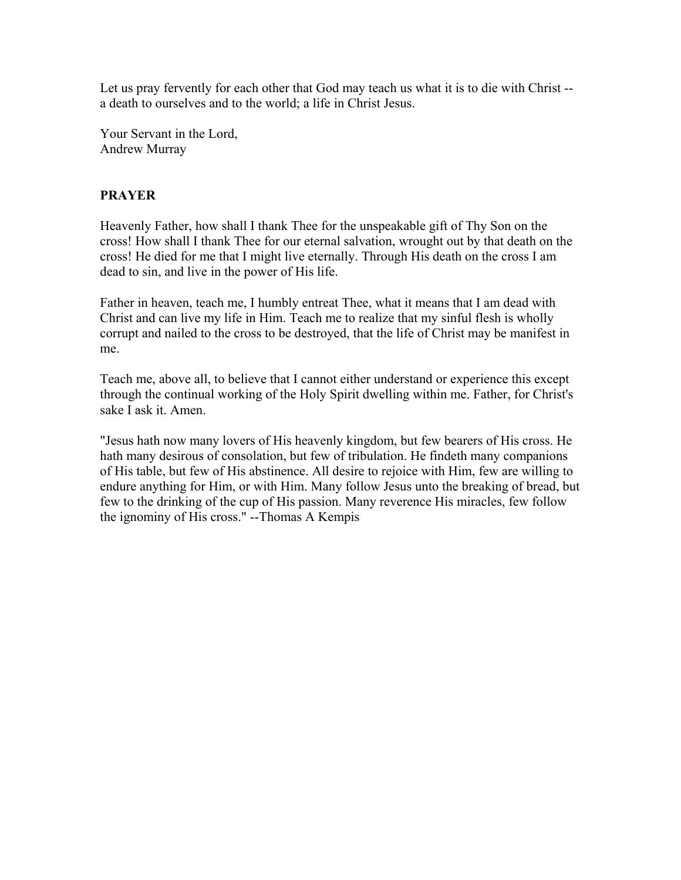Let us pray fervently for each other that God may teach us what it is to die with Christ -- a death to ourselves and to the world; a life in Christ Jesus.

Your Servant in the Lord,
Andrew Murray

**PRAYER**

Heavenly Father, how shall I thank Thee for the unspeakable gift of Thy Son on the cross! How shall I thank Thee for our eternal salvation, wrought out by that death on the cross! He died for me that I might live eternally. Through His death on the cross I am dead to sin, and live in the power of His life.

Father in heaven, teach me, I humbly entreat Thee, what it means that I am dead with Christ and can live my life in Him. Teach me to realize that my sinful flesh is wholly corrupt and nailed to the cross to be destroyed, that the life of Christ may be manifest in me.

Teach me, above all, to believe that I cannot either understand or experience this except through the continual working of the Holy Spirit dwelling within me. Father, for Christ's sake I ask it. Amen.

"Jesus hath now many lovers of His heavenly kingdom, but few bearers of His cross. He hath many desirous of consolation, but few of tribulation. He findeth many companions of His table, but few of His abstinence. All desire to rejoice with Him, few are willing to endure anything for Him, or with Him. Many follow Jesus unto the breaking of bread, but few to the drinking of the cup of His passion. Many reverence His miracles, few follow the ignominy of His cross." --Thomas A Kempis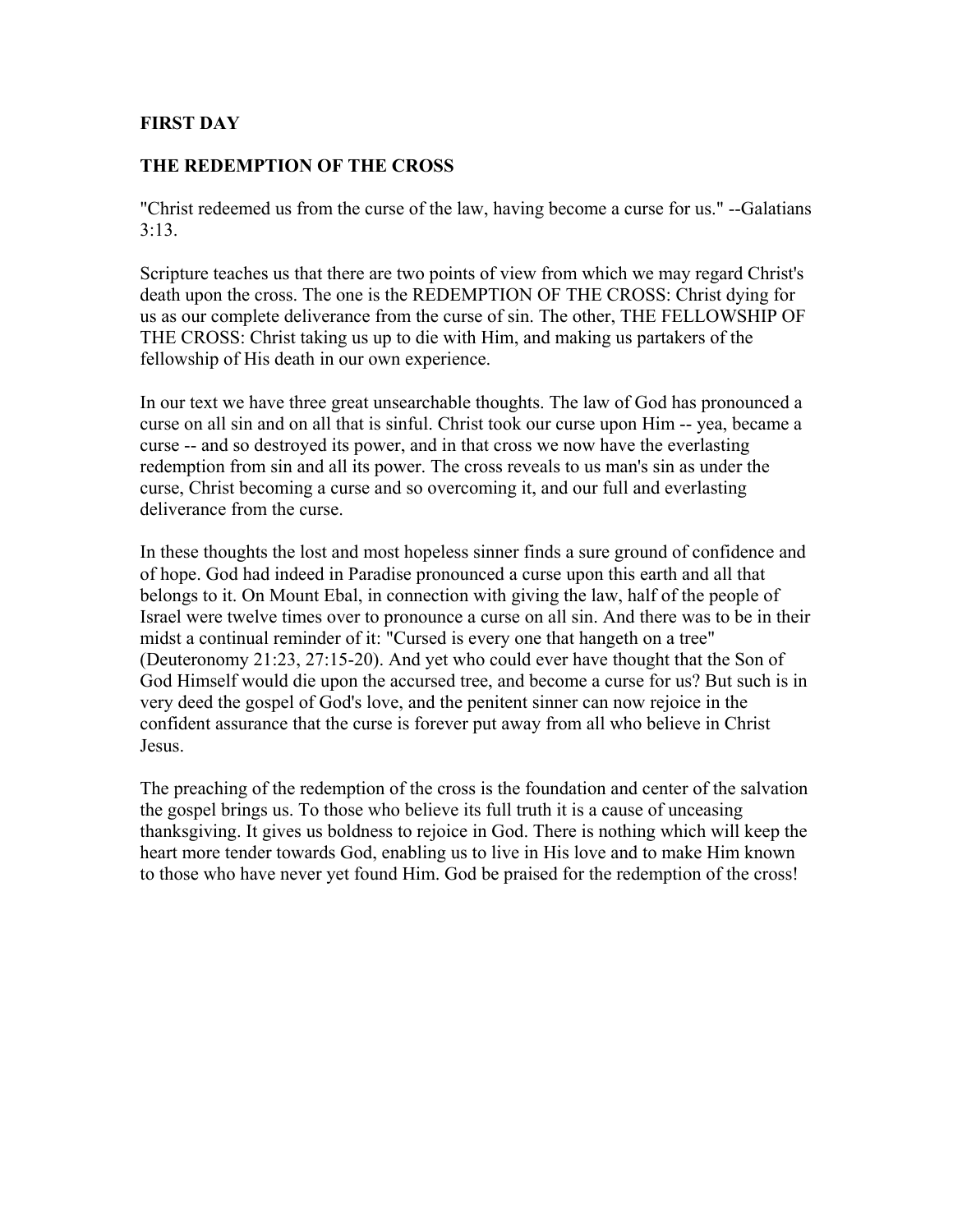**FIRST DAY**

**THE REDEMPTION OF THE CROSS**

"Christ redeemed us from the curse of the law, having become a curse for us." --Galatians 3:13.

Scripture teaches us that there are two points of view from which we may regard Christ's death upon the cross. The one is the REDEMPTION OF THE CROSS: Christ dying for us as our complete deliverance from the curse of sin. The other, THE FELLOWSHIP OF THE CROSS: Christ taking us up to die with Him, and making us partakers of the fellowship of His death in our own experience.

In our text we have three great unsearchable thoughts. The law of God has pronounced a curse on all sin and on all that is sinful. Christ took our curse upon Him -- yea, became a curse -- and so destroyed its power, and in that cross we now have the everlasting redemption from sin and all its power. The cross reveals to us man's sin as under the curse, Christ becoming a curse and so overcoming it, and our full and everlasting deliverance from the curse.

In these thoughts the lost and most hopeless sinner finds a sure ground of confidence and of hope. God had indeed in Paradise pronounced a curse upon this earth and all that belongs to it. On Mount Ebal, in connection with giving the law, half of the people of Israel were twelve times over to pronounce a curse on all sin. And there was to be in their midst a continual reminder of it: "Cursed is every one that hangeth on a tree" (Deuteronomy 21:23, 27:15-20). And yet who could ever have thought that the Son of God Himself would die upon the accursed tree, and become a curse for us? But such is in very deed the gospel of God's love, and the penitent sinner can now rejoice in the confident assurance that the curse is forever put away from all who believe in Christ Jesus.

The preaching of the redemption of the cross is the foundation and center of the salvation the gospel brings us. To those who believe its full truth it is a cause of unceasing thanksgiving. It gives us boldness to rejoice in God. There is nothing which will keep the heart more tender towards God, enabling us to live in His love and to make Him known to those who have never yet found Him. God be praised for the redemption of the cross!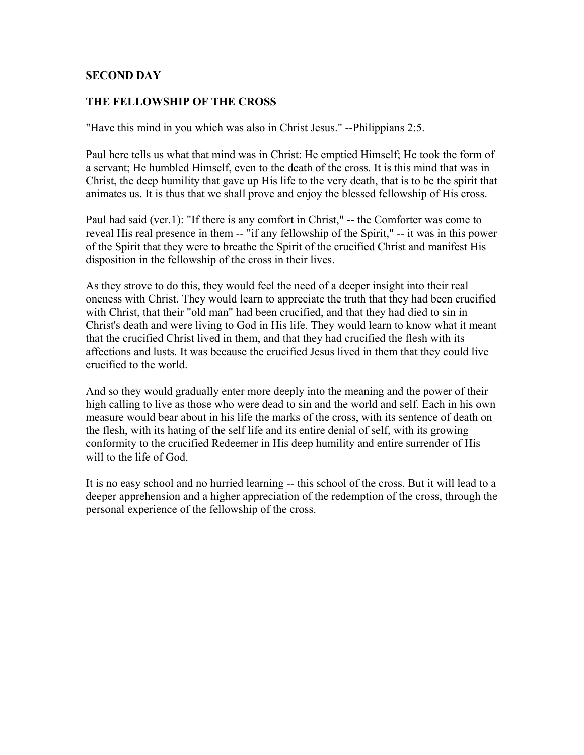## SECOND DAY

## THE FELLOWSHIP OF THE CROSS

"Have this mind in you which was also in Christ Jesus." --Philippians 2:5.

Paul here tells us what that mind was in Christ: He emptied Himself; He took the form of a servant; He humbled Himself, even to the death of the cross. It is this mind that was in Christ, the deep humility that gave up His life to the very death, that is to be the spirit that animates us. It is thus that we shall prove and enjoy the blessed fellowship of His cross.

Paul had said (ver.1): "If there is any comfort in Christ," -- the Comforter was come to reveal His real presence in them -- "if any fellowship of the Spirit," -- it was in this power of the Spirit that they were to breathe the Spirit of the crucified Christ and manifest His disposition in the fellowship of the cross in their lives.

As they strove to do this, they would feel the need of a deeper insight into their real oneness with Christ. They would learn to appreciate the truth that they had been crucified with Christ, that their "old man" had been crucified, and that they had died to sin in Christ's death and were living to God in His life. They would learn to know what it meant that the crucified Christ lived in them, and that they had crucified the flesh with its affections and lusts. It was because the crucified Jesus lived in them that they could live crucified to the world.

And so they would gradually enter more deeply into the meaning and the power of their high calling to live as those who were dead to sin and the world and self. Each in his own measure would bear about in his life the marks of the cross, with its sentence of death on the flesh, with its hating of the self life and its entire denial of self, with its growing conformity to the crucified Redeemer in His deep humility and entire surrender of His will to the life of God.

It is no easy school and no hurried learning -- this school of the cross. But it will lead to a deeper apprehension and a higher appreciation of the redemption of the cross, through the personal experience of the fellowship of the cross.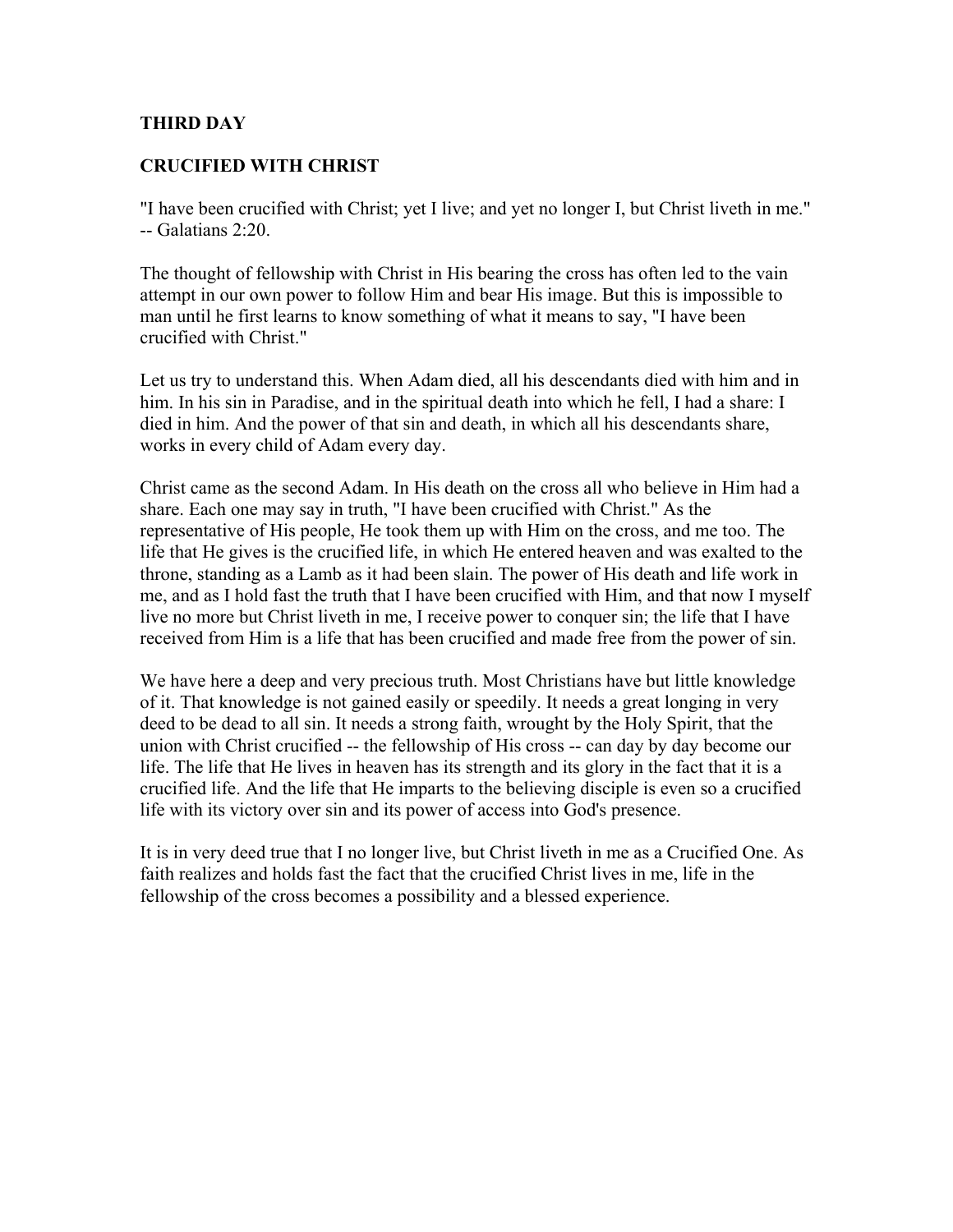## THIRD DAY

## CRUCIFIED WITH CHRIST

"I have been crucified with Christ; yet I live; and yet no longer I, but Christ liveth in me." -- Galatians 2:20.

The thought of fellowship with Christ in His bearing the cross has often led to the vain attempt in our own power to follow Him and bear His image. But this is impossible to man until he first learns to know something of what it means to say, "I have been crucified with Christ."

Let us try to understand this. When Adam died, all his descendants died with him and in him. In his sin in Paradise, and in the spiritual death into which he fell, I had a share: I died in him. And the power of that sin and death, in which all his descendants share, works in every child of Adam every day.

Christ came as the second Adam. In His death on the cross all who believe in Him had a share. Each one may say in truth, "I have been crucified with Christ." As the representative of His people, He took them up with Him on the cross, and me too. The life that He gives is the crucified life, in which He entered heaven and was exalted to the throne, standing as a Lamb as it had been slain. The power of His death and life work in me, and as I hold fast the truth that I have been crucified with Him, and that now I myself live no more but Christ liveth in me, I receive power to conquer sin; the life that I have received from Him is a life that has been crucified and made free from the power of sin.

We have here a deep and very precious truth. Most Christians have but little knowledge of it. That knowledge is not gained easily or speedily. It needs a great longing in very deed to be dead to all sin. It needs a strong faith, wrought by the Holy Spirit, that the union with Christ crucified -- the fellowship of His cross -- can day by day become our life. The life that He lives in heaven has its strength and its glory in the fact that it is a crucified life. And the life that He imparts to the believing disciple is even so a crucified life with its victory over sin and its power of access into God's presence.

It is in very deed true that I no longer live, but Christ liveth in me as a Crucified One. As faith realizes and holds fast the fact that the crucified Christ lives in me, life in the fellowship of the cross becomes a possibility and a blessed experience.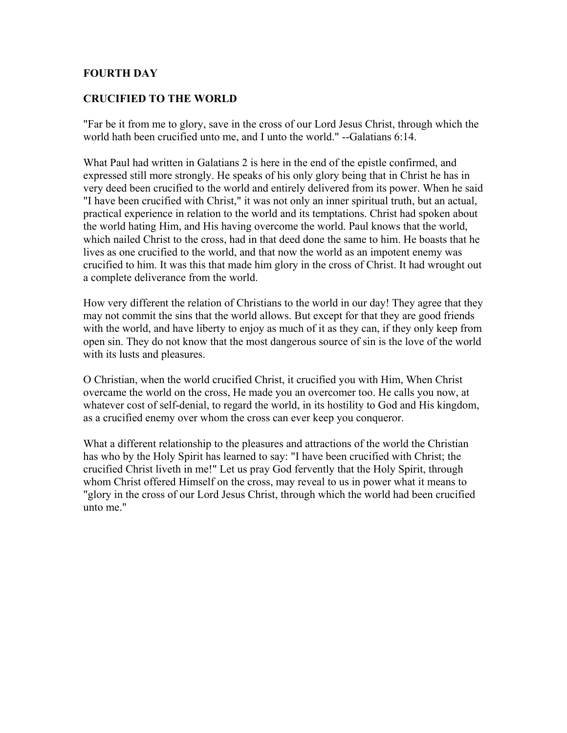## FOURTH DAY

## CRUCIFIED TO THE WORLD

"Far be it from me to glory, save in the cross of our Lord Jesus Christ, through which the world hath been crucified unto me, and I unto the world." --Galatians 6:14.

What Paul had written in Galatians 2 is here in the end of the epistle confirmed, and expressed still more strongly. He speaks of his only glory being that in Christ he has in very deed been crucified to the world and entirely delivered from its power. When he said "I have been crucified with Christ," it was not only an inner spiritual truth, but an actual, practical experience in relation to the world and its temptations. Christ had spoken about the world hating Him, and His having overcome the world. Paul knows that the world, which nailed Christ to the cross, had in that deed done the same to him. He boasts that he lives as one crucified to the world, and that now the world as an impotent enemy was crucified to him. It was this that made him glory in the cross of Christ. It had wrought out a complete deliverance from the world.

How very different the relation of Christians to the world in our day! They agree that they may not commit the sins that the world allows. But except for that they are good friends with the world, and have liberty to enjoy as much of it as they can, if they only keep from open sin. They do not know that the most dangerous source of sin is the love of the world with its lusts and pleasures.

O Christian, when the world crucified Christ, it crucified you with Him, When Christ overcame the world on the cross, He made you an overcomer too. He calls you now, at whatever cost of self-denial, to regard the world, in its hostility to God and His kingdom, as a crucified enemy over whom the cross can ever keep you conqueror.

What a different relationship to the pleasures and attractions of the world the Christian has who by the Holy Spirit has learned to say: "I have been crucified with Christ; the crucified Christ liveth in me!" Let us pray God fervently that the Holy Spirit, through whom Christ offered Himself on the cross, may reveal to us in power what it means to "glory in the cross of our Lord Jesus Christ, through which the world had been crucified unto me."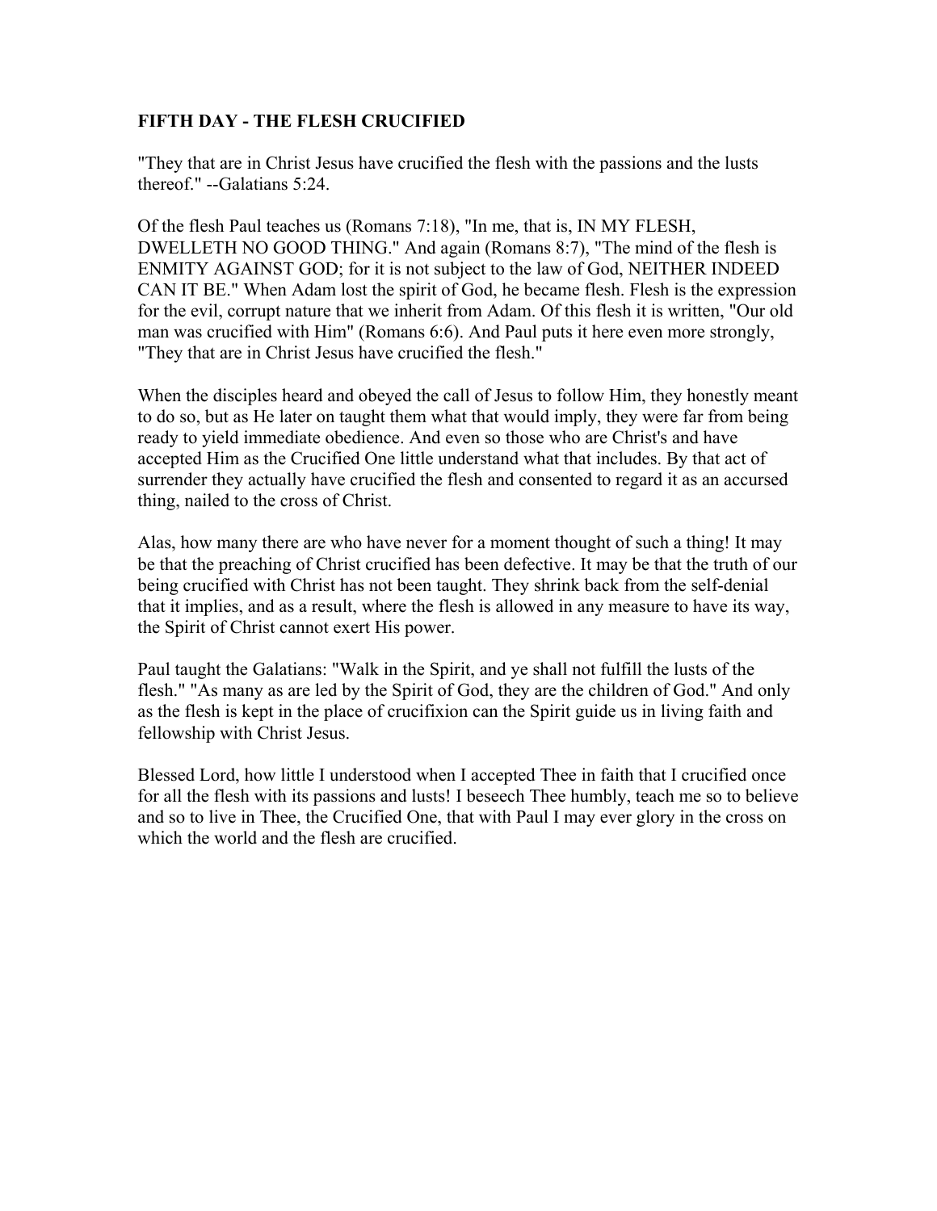**FIFTH DAY - THE FLESH CRUCIFIED**

"They that are in Christ Jesus have crucified the flesh with the passions and the lusts thereof." --Galatians 5:24.

Of the flesh Paul teaches us (Romans 7:18), "In me, that is, IN MY FLESH, DWELLETH NO GOOD THING." And again (Romans 8:7), "The mind of the flesh is ENMITY AGAINST GOD; for it is not subject to the law of God, NEITHER INDEED CAN IT BE." When Adam lost the spirit of God, he became flesh. Flesh is the expression for the evil, corrupt nature that we inherit from Adam. Of this flesh it is written, "Our old man was crucified with Him" (Romans 6:6). And Paul puts it here even more strongly, "They that are in Christ Jesus have crucified the flesh."

When the disciples heard and obeyed the call of Jesus to follow Him, they honestly meant to do so, but as He later on taught them what that would imply, they were far from being ready to yield immediate obedience. And even so those who are Christ's and have accepted Him as the Crucified One little understand what that includes. By that act of surrender they actually have crucified the flesh and consented to regard it as an accursed thing, nailed to the cross of Christ.

Alas, how many there are who have never for a moment thought of such a thing! It may be that the preaching of Christ crucified has been defective. It may be that the truth of our being crucified with Christ has not been taught. They shrink back from the self-denial that it implies, and as a result, where the flesh is allowed in any measure to have its way, the Spirit of Christ cannot exert His power.

Paul taught the Galatians: "Walk in the Spirit, and ye shall not fulfill the lusts of the flesh." "As many as are led by the Spirit of God, they are the children of God." And only as the flesh is kept in the place of crucifixion can the Spirit guide us in living faith and fellowship with Christ Jesus.

Blessed Lord, how little I understood when I accepted Thee in faith that I crucified once for all the flesh with its passions and lusts! I beseech Thee humbly, teach me so to believe and so to live in Thee, the Crucified One, that with Paul I may ever glory in the cross on which the world and the flesh are crucified.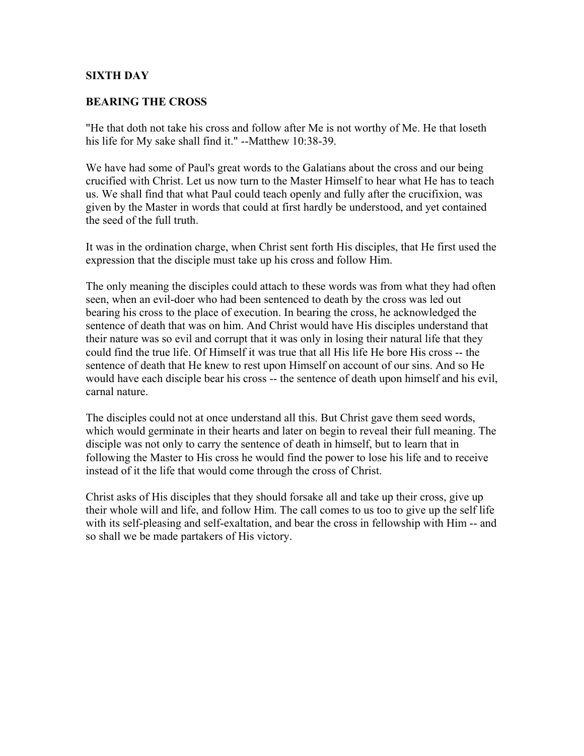**SIXTH DAY**

**BEARING THE CROSS**

"He that doth not take his cross and follow after Me is not worthy of Me. He that loseth his life for My sake shall find it." --Matthew 10:38-39.

We have had some of Paul's great words to the Galatians about the cross and our being crucified with Christ. Let us now turn to the Master Himself to hear what He has to teach us. We shall find that what Paul could teach openly and fully after the crucifixion, was given by the Master in words that could at first hardly be understood, and yet contained the seed of the full truth.

It was in the ordination charge, when Christ sent forth His disciples, that He first used the expression that the disciple must take up his cross and follow Him.

The only meaning the disciples could attach to these words was from what they had often seen, when an evil-doer who had been sentenced to death by the cross was led out bearing his cross to the place of execution. In bearing the cross, he acknowledged the sentence of death that was on him. And Christ would have His disciples understand that their nature was so evil and corrupt that it was only in losing their natural life that they could find the true life. Of Himself it was true that all His life He bore His cross -- the sentence of death that He knew to rest upon Himself on account of our sins. And so He would have each disciple bear his cross -- the sentence of death upon himself and his evil, carnal nature.

The disciples could not at once understand all this. But Christ gave them seed words, which would germinate in their hearts and later on begin to reveal their full meaning. The disciple was not only to carry the sentence of death in himself, but to learn that in following the Master to His cross he would find the power to lose his life and to receive instead of it the life that would come through the cross of Christ.

Christ asks of His disciples that they should forsake all and take up their cross, give up their whole will and life, and follow Him. The call comes to us too to give up the self life with its self-pleasing and self-exaltation, and bear the cross in fellowship with Him -- and so shall we be made partakers of His victory.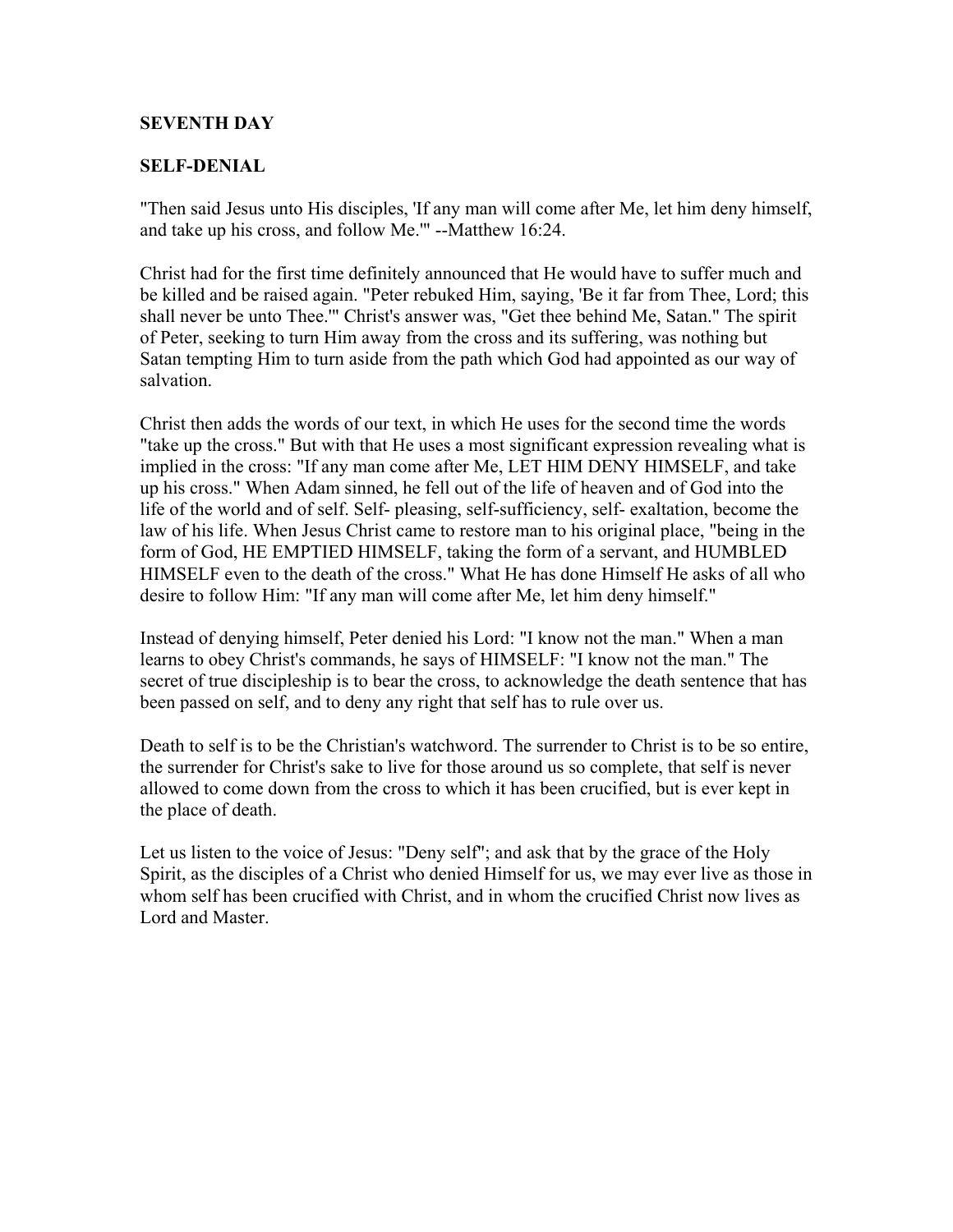**SEVENTH DAY**

**SELF-DENIAL**

"Then said Jesus unto His disciples, 'If any man will come after Me, let him deny himself, and take up his cross, and follow Me.'" --Matthew 16:24.

Christ had for the first time definitely announced that He would have to suffer much and be killed and be raised again. "Peter rebuked Him, saying, 'Be it far from Thee, Lord; this shall never be unto Thee.'" Christ's answer was, "Get thee behind Me, Satan." The spirit of Peter, seeking to turn Him away from the cross and its suffering, was nothing but Satan tempting Him to turn aside from the path which God had appointed as our way of salvation.

Christ then adds the words of our text, in which He uses for the second time the words "take up the cross." But with that He uses a most significant expression revealing what is implied in the cross: "If any man come after Me, LET HIM DENY HIMSELF, and take up his cross." When Adam sinned, he fell out of the life of heaven and of God into the life of the world and of self. Self- pleasing, self-sufficiency, self- exaltation, become the law of his life. When Jesus Christ came to restore man to his original place, "being in the form of God, HE EMPTIED HIMSELF, taking the form of a servant, and HUMBLED HIMSELF even to the death of the cross." What He has done Himself He asks of all who desire to follow Him: "If any man will come after Me, let him deny himself."

Instead of denying himself, Peter denied his Lord: "I know not the man." When a man learns to obey Christ's commands, he says of HIMSELF: "I know not the man." The secret of true discipleship is to bear the cross, to acknowledge the death sentence that has been passed on self, and to deny any right that self has to rule over us.

Death to self is to be the Christian's watchword. The surrender to Christ is to be so entire, the surrender for Christ's sake to live for those around us so complete, that self is never allowed to come down from the cross to which it has been crucified, but is ever kept in the place of death.

Let us listen to the voice of Jesus: "Deny self"; and ask that by the grace of the Holy Spirit, as the disciples of a Christ who denied Himself for us, we may ever live as those in whom self has been crucified with Christ, and in whom the crucified Christ now lives as Lord and Master.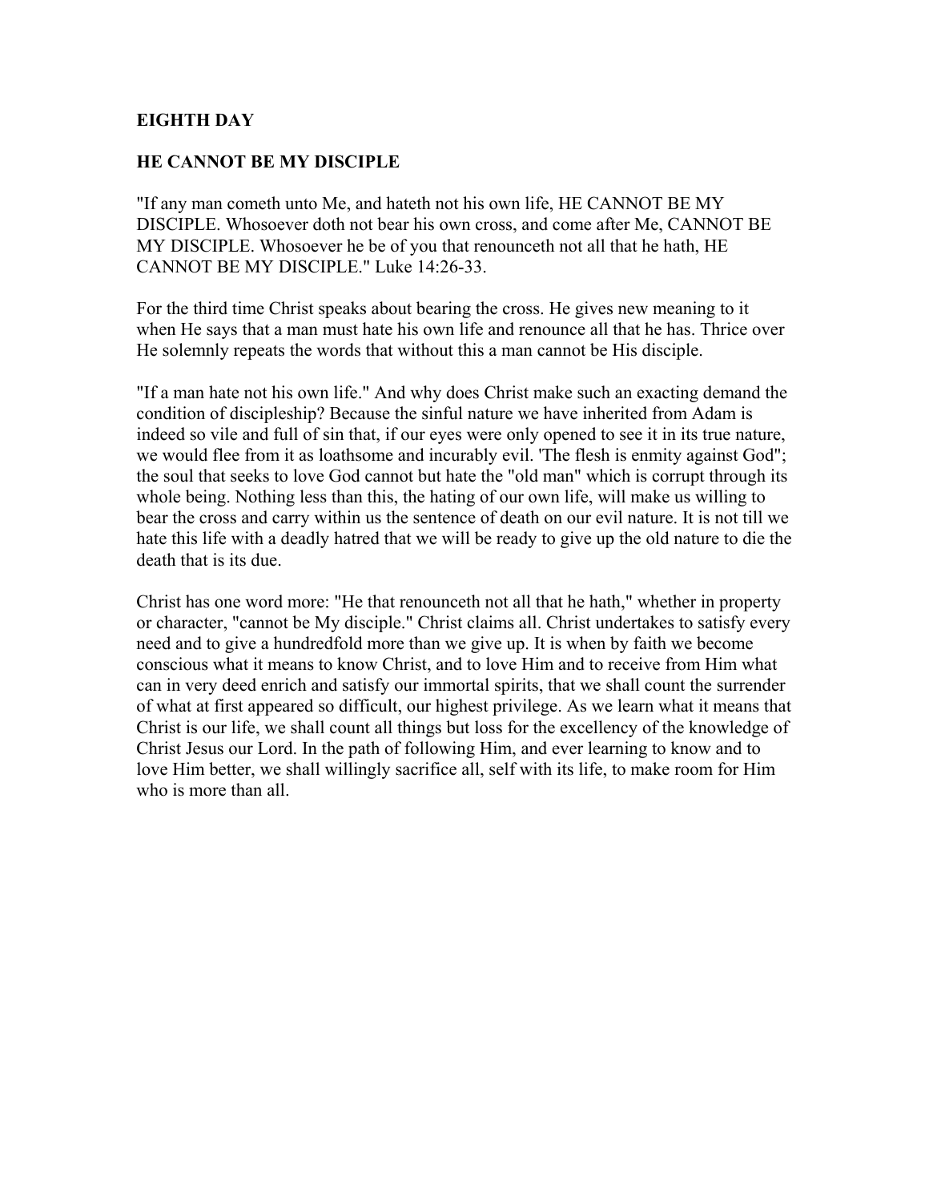## EIGHTH DAY

## HE CANNOT BE MY DISCIPLE

"If any man cometh unto Me, and hateth not his own life, HE CANNOT BE MY DISCIPLE. Whosoever doth not bear his own cross, and come after Me, CANNOT BE MY DISCIPLE. Whosoever he be of you that renounceth not all that he hath, HE CANNOT BE MY DISCIPLE." Luke 14:26-33.

For the third time Christ speaks about bearing the cross. He gives new meaning to it when He says that a man must hate his own life and renounce all that he has. Thrice over He solemnly repeats the words that without this a man cannot be His disciple.

"If a man hate not his own life." And why does Christ make such an exacting demand the condition of discipleship? Because the sinful nature we have inherited from Adam is indeed so vile and full of sin that, if our eyes were only opened to see it in its true nature, we would flee from it as loathsome and incurably evil. 'The flesh is enmity against God"; the soul that seeks to love God cannot but hate the "old man" which is corrupt through its whole being. Nothing less than this, the hating of our own life, will make us willing to bear the cross and carry within us the sentence of death on our evil nature. It is not till we hate this life with a deadly hatred that we will be ready to give up the old nature to die the death that is its due.

Christ has one word more: "He that renounceth not all that he hath," whether in property or character, "cannot be My disciple." Christ claims all. Christ undertakes to satisfy every need and to give a hundredfold more than we give up. It is when by faith we become conscious what it means to know Christ, and to love Him and to receive from Him what can in very deed enrich and satisfy our immortal spirits, that we shall count the surrender of what at first appeared so difficult, our highest privilege. As we learn what it means that Christ is our life, we shall count all things but loss for the excellency of the knowledge of Christ Jesus our Lord. In the path of following Him, and ever learning to know and to love Him better, we shall willingly sacrifice all, self with its life, to make room for Him who is more than all.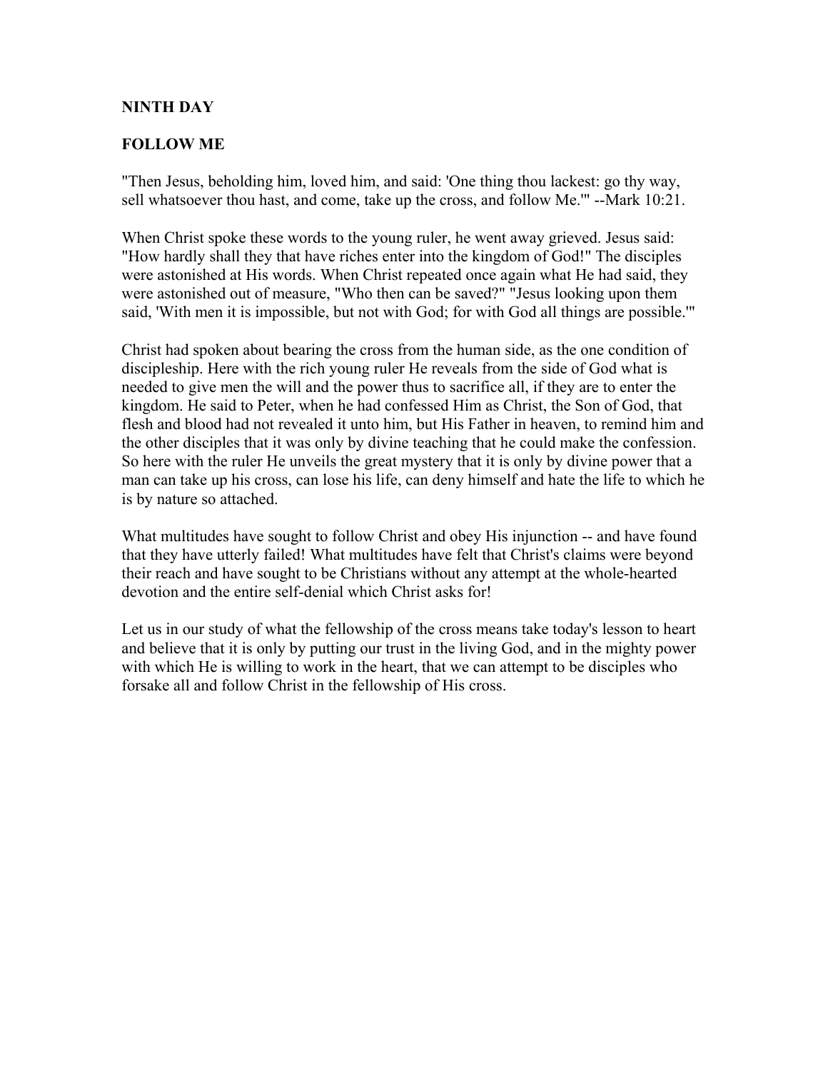**NINTH DAY**

**FOLLOW ME**

"Then Jesus, beholding him, loved him, and said: 'One thing thou lackest: go thy way, sell whatsoever thou hast, and come, take up the cross, and follow Me.'" --Mark 10:21.

When Christ spoke these words to the young ruler, he went away grieved. Jesus said: "How hardly shall they that have riches enter into the kingdom of God!" The disciples were astonished at His words. When Christ repeated once again what He had said, they were astonished out of measure, "Who then can be saved?" "Jesus looking upon them said, 'With men it is impossible, but not with God; for with God all things are possible.'"

Christ had spoken about bearing the cross from the human side, as the one condition of discipleship. Here with the rich young ruler He reveals from the side of God what is needed to give men the will and the power thus to sacrifice all, if they are to enter the kingdom. He said to Peter, when he had confessed Him as Christ, the Son of God, that flesh and blood had not revealed it unto him, but His Father in heaven, to remind him and the other disciples that it was only by divine teaching that he could make the confession. So here with the ruler He unveils the great mystery that it is only by divine power that a man can take up his cross, can lose his life, can deny himself and hate the life to which he is by nature so attached.

What multitudes have sought to follow Christ and obey His injunction -- and have found that they have utterly failed! What multitudes have felt that Christ's claims were beyond their reach and have sought to be Christians without any attempt at the whole-hearted devotion and the entire self-denial which Christ asks for!

Let us in our study of what the fellowship of the cross means take today's lesson to heart and believe that it is only by putting our trust in the living God, and in the mighty power with which He is willing to work in the heart, that we can attempt to be disciples who forsake all and follow Christ in the fellowship of His cross.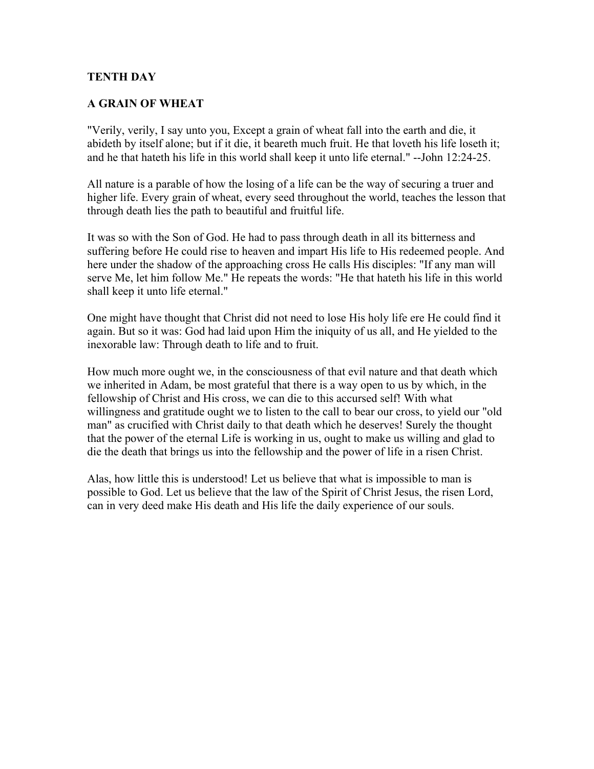## TENTH DAY

## A GRAIN OF WHEAT

"Verily, verily, I say unto you, Except a grain of wheat fall into the earth and die, it abideth by itself alone; but if it die, it beareth much fruit. He that loveth his life loseth it; and he that hateth his life in this world shall keep it unto life eternal." --John 12:24-25.

All nature is a parable of how the losing of a life can be the way of securing a truer and higher life. Every grain of wheat, every seed throughout the world, teaches the lesson that through death lies the path to beautiful and fruitful life.

It was so with the Son of God. He had to pass through death in all its bitterness and suffering before He could rise to heaven and impart His life to His redeemed people. And here under the shadow of the approaching cross He calls His disciples: "If any man will serve Me, let him follow Me." He repeats the words: "He that hateth his life in this world shall keep it unto life eternal."

One might have thought that Christ did not need to lose His holy life ere He could find it again. But so it was: God had laid upon Him the iniquity of us all, and He yielded to the inexorable law: Through death to life and to fruit.

How much more ought we, in the consciousness of that evil nature and that death which we inherited in Adam, be most grateful that there is a way open to us by which, in the fellowship of Christ and His cross, we can die to this accursed self! With what willingness and gratitude ought we to listen to the call to bear our cross, to yield our "old man" as crucified with Christ daily to that death which he deserves! Surely the thought that the power of the eternal Life is working in us, ought to make us willing and glad to die the death that brings us into the fellowship and the power of life in a risen Christ.

Alas, how little this is understood! Let us believe that what is impossible to man is possible to God. Let us believe that the law of the Spirit of Christ Jesus, the risen Lord, can in very deed make His death and His life the daily experience of our souls.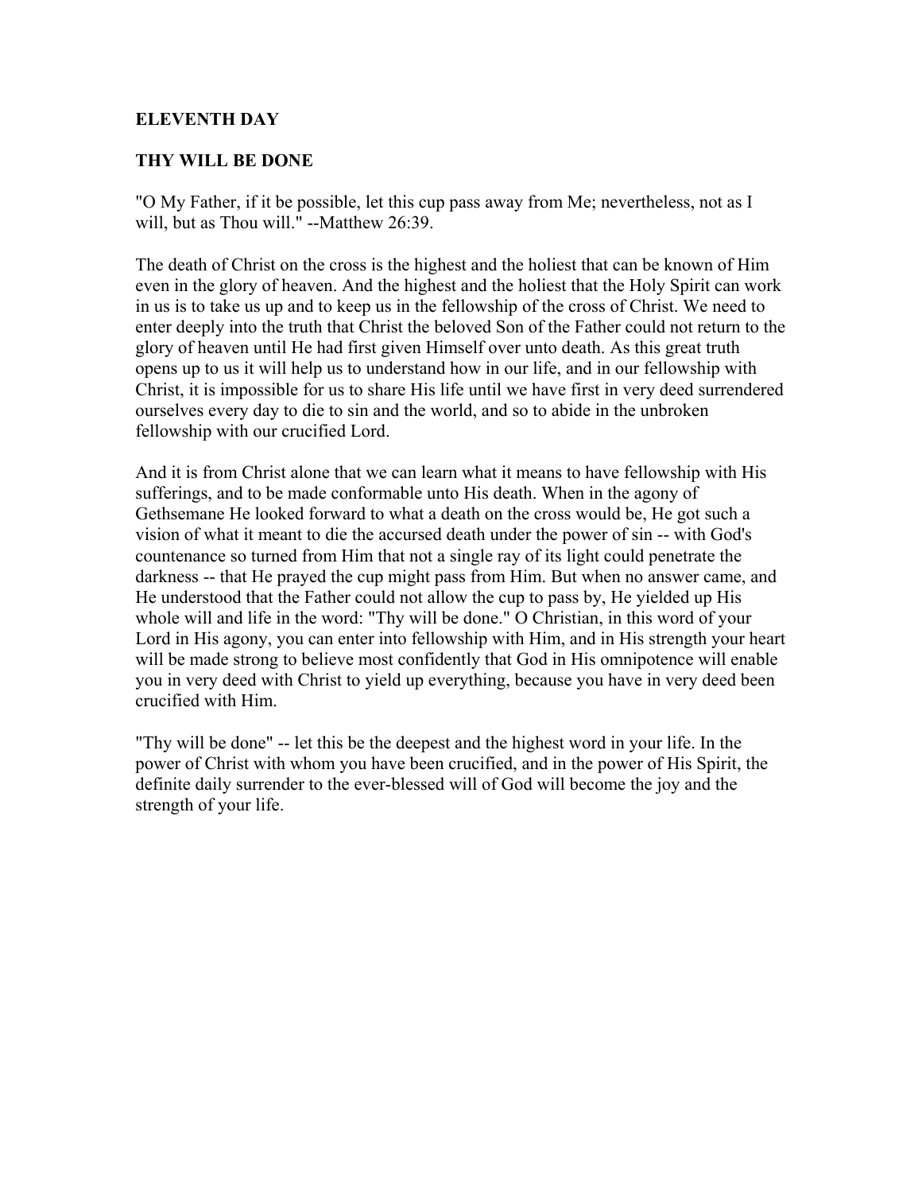## ELEVENTH DAY

## THY WILL BE DONE

"O My Father, if it be possible, let this cup pass away from Me; nevertheless, not as I will, but as Thou will." --Matthew 26:39.

The death of Christ on the cross is the highest and the holiest that can be known of Him even in the glory of heaven. And the highest and the holiest that the Holy Spirit can work in us is to take us up and to keep us in the fellowship of the cross of Christ. We need to enter deeply into the truth that Christ the beloved Son of the Father could not return to the glory of heaven until He had first given Himself over unto death. As this great truth opens up to us it will help us to understand how in our life, and in our fellowship with Christ, it is impossible for us to share His life until we have first in very deed surrendered ourselves every day to die to sin and the world, and so to abide in the unbroken fellowship with our crucified Lord.

And it is from Christ alone that we can learn what it means to have fellowship with His sufferings, and to be made conformable unto His death. When in the agony of Gethsemane He looked forward to what a death on the cross would be, He got such a vision of what it meant to die the accursed death under the power of sin -- with God's countenance so turned from Him that not a single ray of its light could penetrate the darkness -- that He prayed the cup might pass from Him. But when no answer came, and He understood that the Father could not allow the cup to pass by, He yielded up His whole will and life in the word: "Thy will be done." O Christian, in this word of your Lord in His agony, you can enter into fellowship with Him, and in His strength your heart will be made strong to believe most confidently that God in His omnipotence will enable you in very deed with Christ to yield up everything, because you have in very deed been crucified with Him.

"Thy will be done" -- let this be the deepest and the highest word in your life. In the power of Christ with whom you have been crucified, and in the power of His Spirit, the definite daily surrender to the ever-blessed will of God will become the joy and the strength of your life.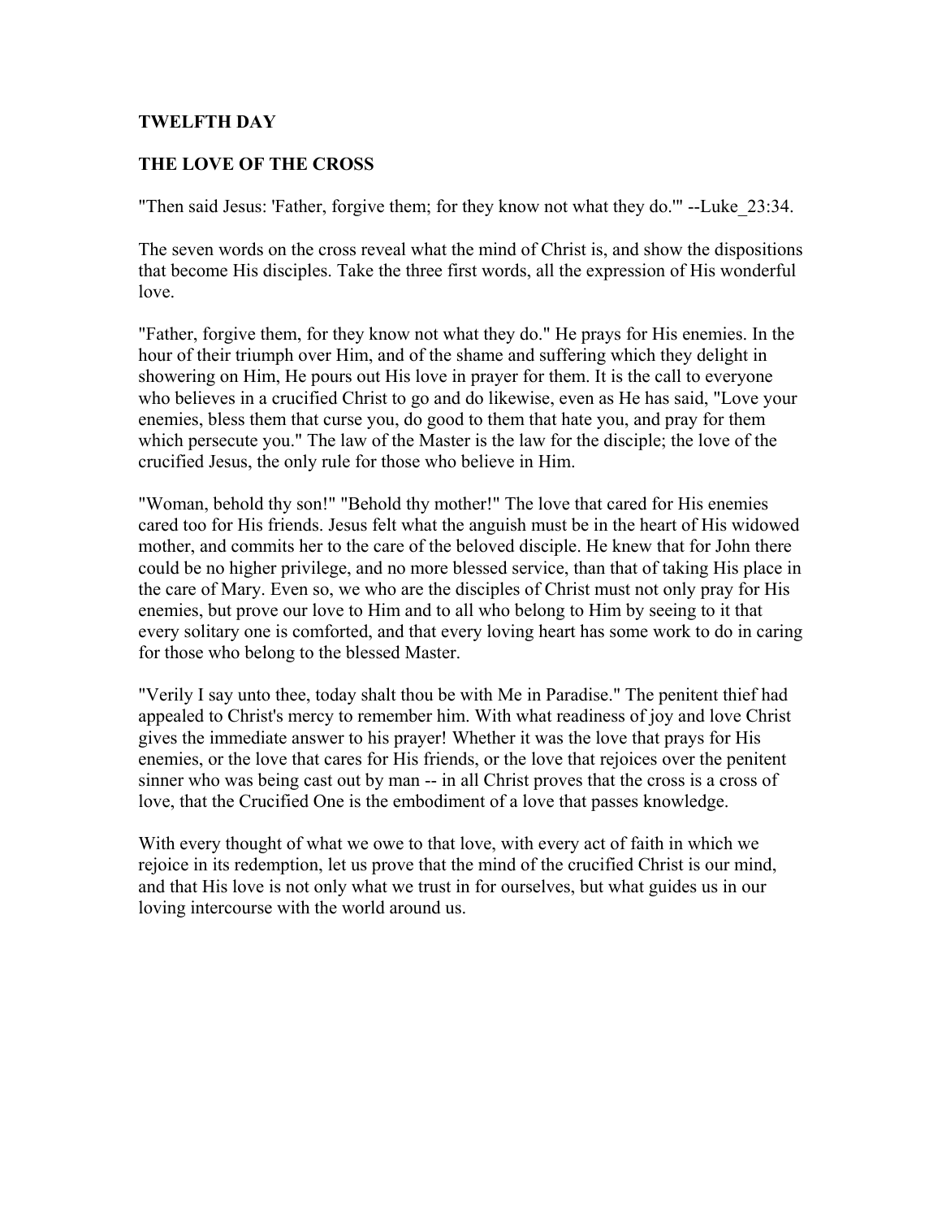## TWELFTH DAY

## THE LOVE OF THE CROSS

"Then said Jesus: 'Father, forgive them; for they know not what they do.'" --Luke_23:34.

The seven words on the cross reveal what the mind of Christ is, and show the dispositions that become His disciples. Take the three first words, all the expression of His wonderful love.

"Father, forgive them, for they know not what they do." He prays for His enemies. In the hour of their triumph over Him, and of the shame and suffering which they delight in showering on Him, He pours out His love in prayer for them. It is the call to everyone who believes in a crucified Christ to go and do likewise, even as He has said, "Love your enemies, bless them that curse you, do good to them that hate you, and pray for them which persecute you." The law of the Master is the law for the disciple; the love of the crucified Jesus, the only rule for those who believe in Him.

"Woman, behold thy son!" "Behold thy mother!" The love that cared for His enemies cared too for His friends. Jesus felt what the anguish must be in the heart of His widowed mother, and commits her to the care of the beloved disciple. He knew that for John there could be no higher privilege, and no more blessed service, than that of taking His place in the care of Mary. Even so, we who are the disciples of Christ must not only pray for His enemies, but prove our love to Him and to all who belong to Him by seeing to it that every solitary one is comforted, and that every loving heart has some work to do in caring for those who belong to the blessed Master.

"Verily I say unto thee, today shalt thou be with Me in Paradise." The penitent thief had appealed to Christ's mercy to remember him. With what readiness of joy and love Christ gives the immediate answer to his prayer! Whether it was the love that prays for His enemies, or the love that cares for His friends, or the love that rejoices over the penitent sinner who was being cast out by man -- in all Christ proves that the cross is a cross of love, that the Crucified One is the embodiment of a love that passes knowledge.

With every thought of what we owe to that love, with every act of faith in which we rejoice in its redemption, let us prove that the mind of the crucified Christ is our mind, and that His love is not only what we trust in for ourselves, but what guides us in our loving intercourse with the world around us.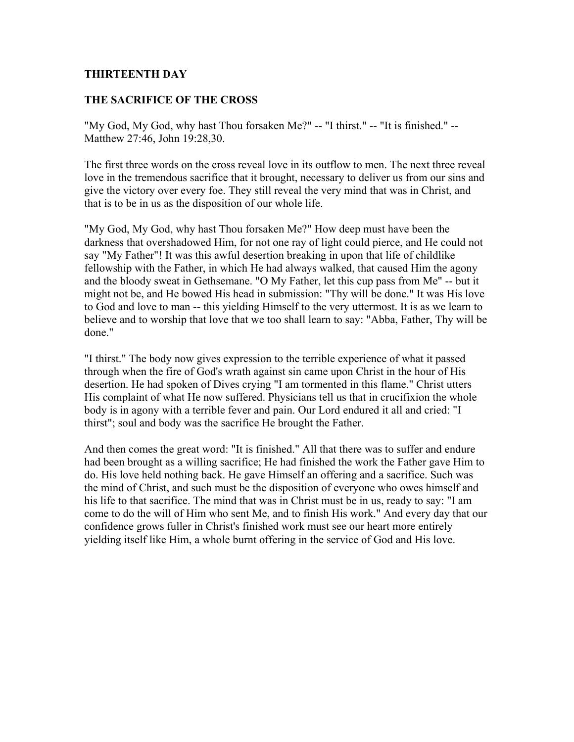## THIRTEENTH DAY

## THE SACRIFICE OF THE CROSS

"My God, My God, why hast Thou forsaken Me?" -- "I thirst." -- "It is finished." -- Matthew 27:46, John 19:28,30.

The first three words on the cross reveal love in its outflow to men. The next three reveal love in the tremendous sacrifice that it brought, necessary to deliver us from our sins and give the victory over every foe. They still reveal the very mind that was in Christ, and that is to be in us as the disposition of our whole life.

"My God, My God, why hast Thou forsaken Me?" How deep must have been the darkness that overshadowed Him, for not one ray of light could pierce, and He could not say "My Father"! It was this awful desertion breaking in upon that life of childlike fellowship with the Father, in which He had always walked, that caused Him the agony and the bloody sweat in Gethsemane. "O My Father, let this cup pass from Me" -- but it might not be, and He bowed His head in submission: "Thy will be done." It was His love to God and love to man -- this yielding Himself to the very uttermost. It is as we learn to believe and to worship that love that we too shall learn to say: "Abba, Father, Thy will be done."

"I thirst." The body now gives expression to the terrible experience of what it passed through when the fire of God's wrath against sin came upon Christ in the hour of His desertion. He had spoken of Dives crying "I am tormented in this flame." Christ utters His complaint of what He now suffered. Physicians tell us that in crucifixion the whole body is in agony with a terrible fever and pain. Our Lord endured it all and cried: "I thirst"; soul and body was the sacrifice He brought the Father.

And then comes the great word: "It is finished." All that there was to suffer and endure had been brought as a willing sacrifice; He had finished the work the Father gave Him to do. His love held nothing back. He gave Himself an offering and a sacrifice. Such was the mind of Christ, and such must be the disposition of everyone who owes himself and his life to that sacrifice. The mind that was in Christ must be in us, ready to say: "I am come to do the will of Him who sent Me, and to finish His work." And every day that our confidence grows fuller in Christ's finished work must see our heart more entirely yielding itself like Him, a whole burnt offering in the service of God and His love.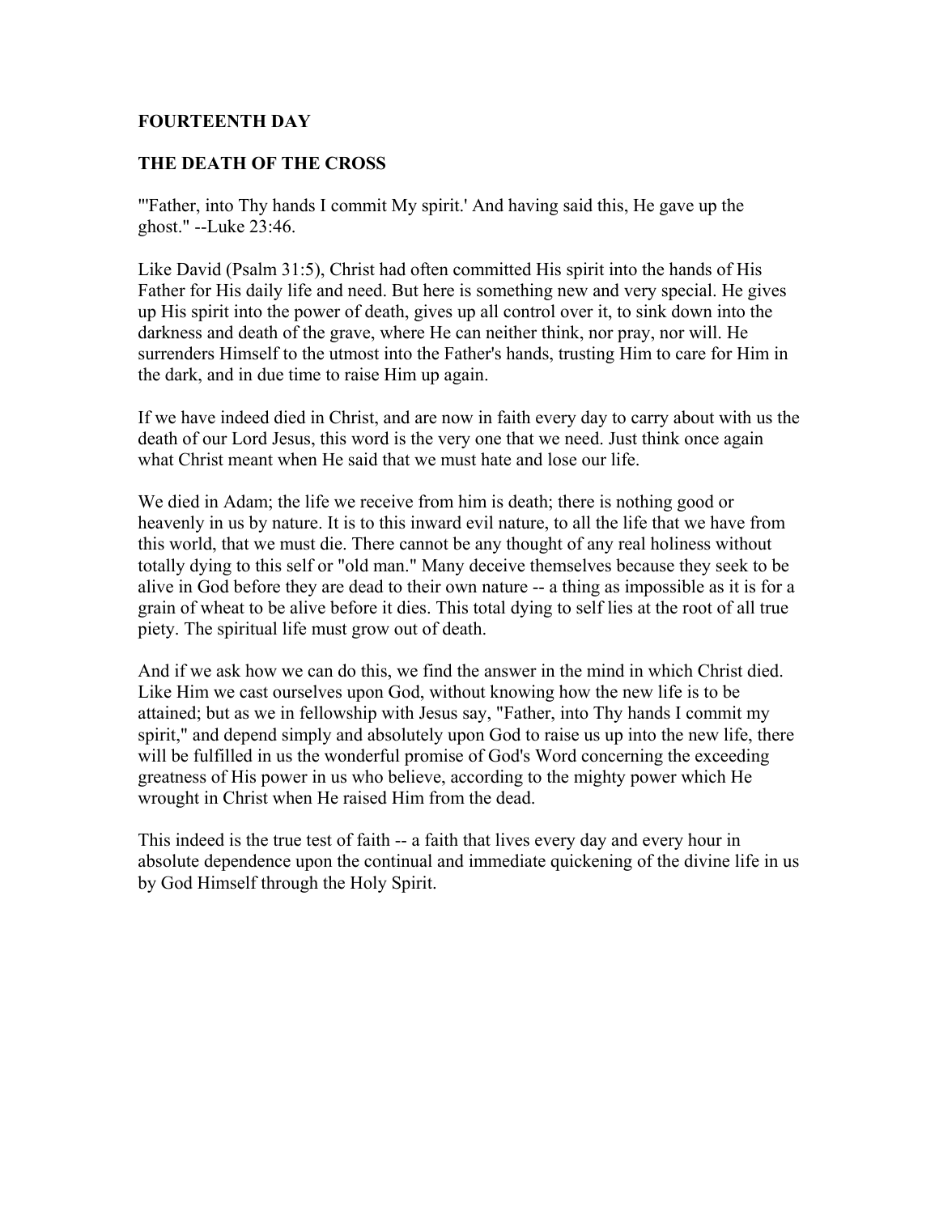**FOURTEENTH DAY**

**THE DEATH OF THE CROSS**

"'Father, into Thy hands I commit My spirit.' And having said this, He gave up the ghost." --Luke 23:46.

Like David (Psalm 31:5), Christ had often committed His spirit into the hands of His Father for His daily life and need. But here is something new and very special. He gives up His spirit into the power of death, gives up all control over it, to sink down into the darkness and death of the grave, where He can neither think, nor pray, nor will. He surrenders Himself to the utmost into the Father's hands, trusting Him to care for Him in the dark, and in due time to raise Him up again.

If we have indeed died in Christ, and are now in faith every day to carry about with us the death of our Lord Jesus, this word is the very one that we need. Just think once again what Christ meant when He said that we must hate and lose our life.

We died in Adam; the life we receive from him is death; there is nothing good or heavenly in us by nature. It is to this inward evil nature, to all the life that we have from this world, that we must die. There cannot be any thought of any real holiness without totally dying to this self or "old man." Many deceive themselves because they seek to be alive in God before they are dead to their own nature -- a thing as impossible as it is for a grain of wheat to be alive before it dies. This total dying to self lies at the root of all true piety. The spiritual life must grow out of death.

And if we ask how we can do this, we find the answer in the mind in which Christ died. Like Him we cast ourselves upon God, without knowing how the new life is to be attained; but as we in fellowship with Jesus say, "Father, into Thy hands I commit my spirit," and depend simply and absolutely upon God to raise us up into the new life, there will be fulfilled in us the wonderful promise of God's Word concerning the exceeding greatness of His power in us who believe, according to the mighty power which He wrought in Christ when He raised Him from the dead.

This indeed is the true test of faith -- a faith that lives every day and every hour in absolute dependence upon the continual and immediate quickening of the divine life in us by God Himself through the Holy Spirit.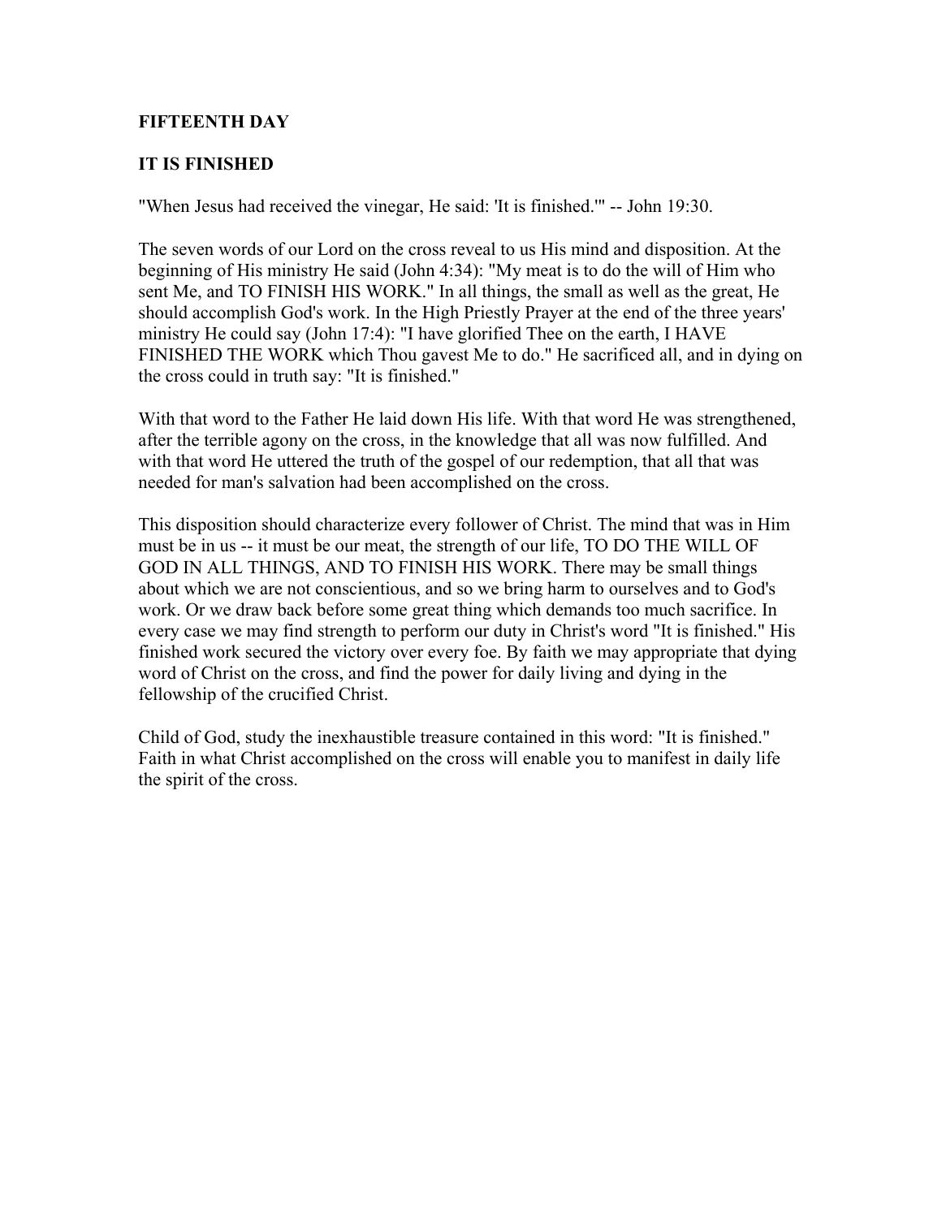## FIFTEENTH DAY

## IT IS FINISHED

"When Jesus had received the vinegar, He said: 'It is finished.'" -- John 19:30.

The seven words of our Lord on the cross reveal to us His mind and disposition. At the beginning of His ministry He said (John 4:34): "My meat is to do the will of Him who sent Me, and TO FINISH HIS WORK." In all things, the small as well as the great, He should accomplish God's work. In the High Priestly Prayer at the end of the three years' ministry He could say (John 17:4): "I have glorified Thee on the earth, I HAVE FINISHED THE WORK which Thou gavest Me to do." He sacrificed all, and in dying on the cross could in truth say: "It is finished."

With that word to the Father He laid down His life. With that word He was strengthened, after the terrible agony on the cross, in the knowledge that all was now fulfilled. And with that word He uttered the truth of the gospel of our redemption, that all that was needed for man's salvation had been accomplished on the cross.

This disposition should characterize every follower of Christ. The mind that was in Him must be in us -- it must be our meat, the strength of our life, TO DO THE WILL OF GOD IN ALL THINGS, AND TO FINISH HIS WORK. There may be small things about which we are not conscientious, and so we bring harm to ourselves and to God's work. Or we draw back before some great thing which demands too much sacrifice. In every case we may find strength to perform our duty in Christ's word "It is finished." His finished work secured the victory over every foe. By faith we may appropriate that dying word of Christ on the cross, and find the power for daily living and dying in the fellowship of the crucified Christ.

Child of God, study the inexhaustible treasure contained in this word: "It is finished." Faith in what Christ accomplished on the cross will enable you to manifest in daily life the spirit of the cross.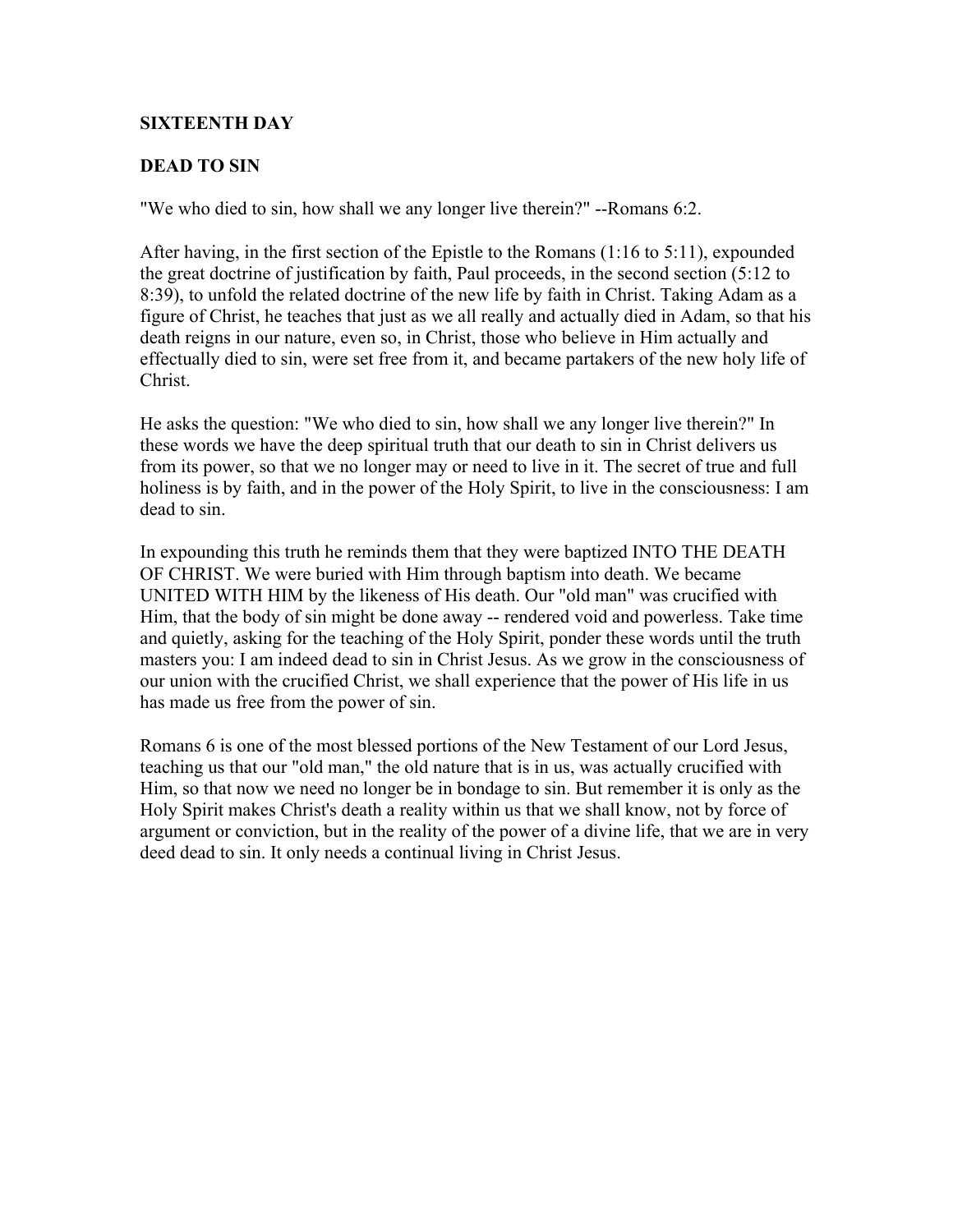## SIXTEENTH DAY

## DEAD TO SIN

"We who died to sin, how shall we any longer live therein?" --Romans 6:2.

After having, in the first section of the Epistle to the Romans (1:16 to 5:11), expounded the great doctrine of justification by faith, Paul proceeds, in the second section (5:12 to 8:39), to unfold the related doctrine of the new life by faith in Christ. Taking Adam as a figure of Christ, he teaches that just as we all really and actually died in Adam, so that his death reigns in our nature, even so, in Christ, those who believe in Him actually and effectually died to sin, were set free from it, and became partakers of the new holy life of Christ.

He asks the question: "We who died to sin, how shall we any longer live therein?" In these words we have the deep spiritual truth that our death to sin in Christ delivers us from its power, so that we no longer may or need to live in it. The secret of true and full holiness is by faith, and in the power of the Holy Spirit, to live in the consciousness: I am dead to sin.

In expounding this truth he reminds them that they were baptized INTO THE DEATH OF CHRIST. We were buried with Him through baptism into death. We became UNITED WITH HIM by the likeness of His death. Our "old man" was crucified with Him, that the body of sin might be done away -- rendered void and powerless. Take time and quietly, asking for the teaching of the Holy Spirit, ponder these words until the truth masters you: I am indeed dead to sin in Christ Jesus. As we grow in the consciousness of our union with the crucified Christ, we shall experience that the power of His life in us has made us free from the power of sin.

Romans 6 is one of the most blessed portions of the New Testament of our Lord Jesus, teaching us that our "old man," the old nature that is in us, was actually crucified with Him, so that now we need no longer be in bondage to sin. But remember it is only as the Holy Spirit makes Christ's death a reality within us that we shall know, not by force of argument or conviction, but in the reality of the power of a divine life, that we are in very deed dead to sin. It only needs a continual living in Christ Jesus.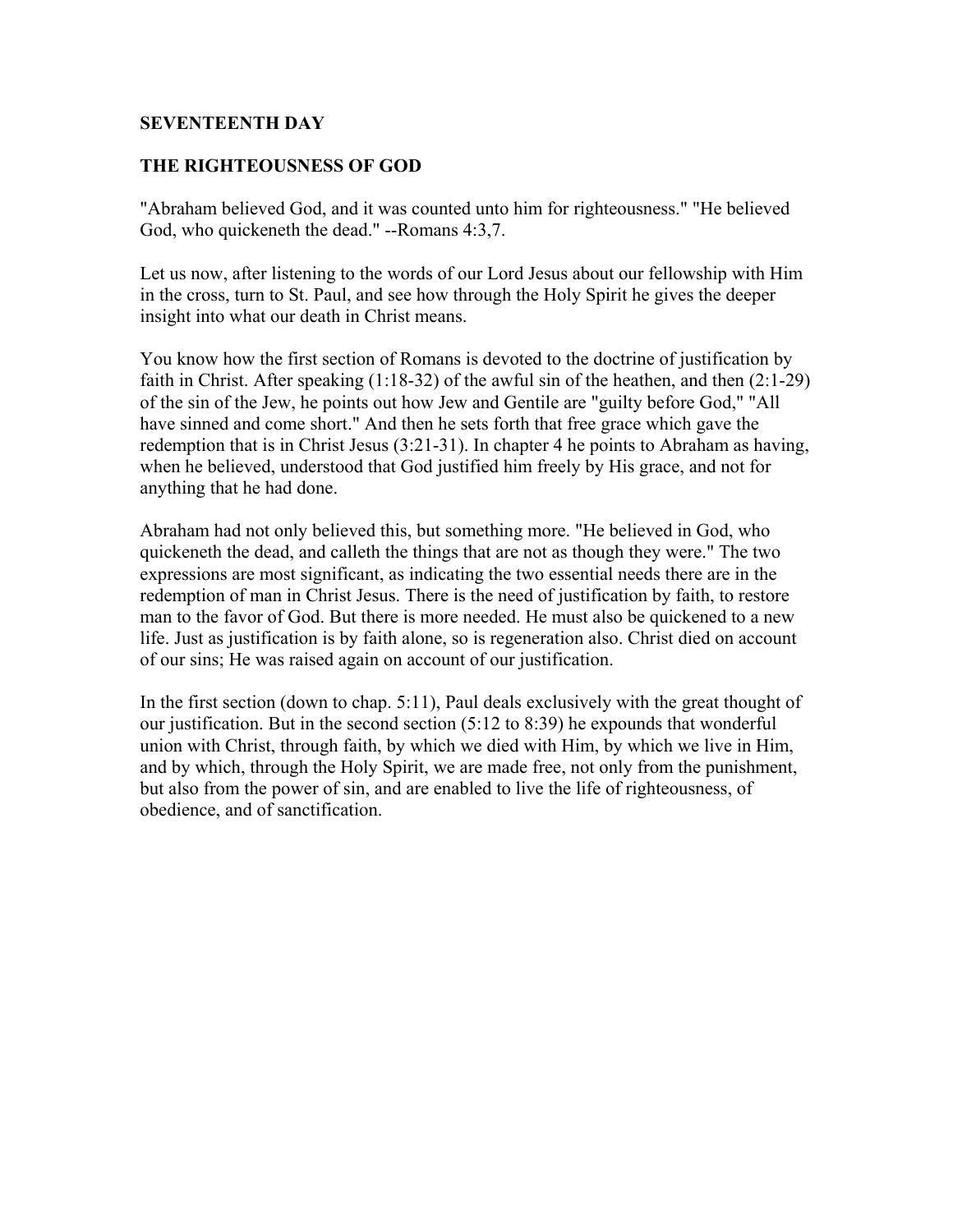**SEVENTEENTH DAY**

**THE RIGHTEOUSNESS OF GOD**

"Abraham believed God, and it was counted unto him for righteousness." "He believed God, who quickeneth the dead." --Romans 4:3,7.

Let us now, after listening to the words of our Lord Jesus about our fellowship with Him in the cross, turn to St. Paul, and see how through the Holy Spirit he gives the deeper insight into what our death in Christ means.

You know how the first section of Romans is devoted to the doctrine of justification by faith in Christ. After speaking (1:18-32) of the awful sin of the heathen, and then (2:1-29) of the sin of the Jew, he points out how Jew and Gentile are "guilty before God," "All have sinned and come short." And then he sets forth that free grace which gave the redemption that is in Christ Jesus (3:21-31). In chapter 4 he points to Abraham as having, when he believed, understood that God justified him freely by His grace, and not for anything that he had done.

Abraham had not only believed this, but something more. "He believed in God, who quickeneth the dead, and calleth the things that are not as though they were." The two expressions are most significant, as indicating the two essential needs there are in the redemption of man in Christ Jesus. There is the need of justification by faith, to restore man to the favor of God. But there is more needed. He must also be quickened to a new life. Just as justification is by faith alone, so is regeneration also. Christ died on account of our sins; He was raised again on account of our justification.

In the first section (down to chap. 5:11), Paul deals exclusively with the great thought of our justification. But in the second section (5:12 to 8:39) he expounds that wonderful union with Christ, through faith, by which we died with Him, by which we live in Him, and by which, through the Holy Spirit, we are made free, not only from the punishment, but also from the power of sin, and are enabled to live the life of righteousness, of obedience, and of sanctification.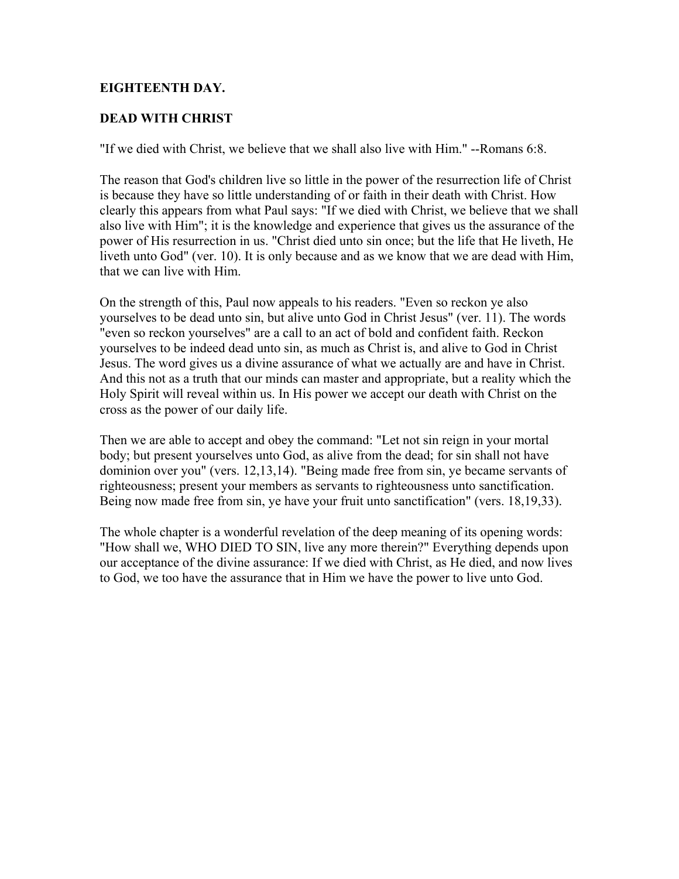**EIGHTEENTH DAY.**

**DEAD WITH CHRIST**

"If we died with Christ, we believe that we shall also live with Him." --Romans 6:8.

The reason that God's children live so little in the power of the resurrection life of Christ is because they have so little understanding of or faith in their death with Christ. How clearly this appears from what Paul says: "If we died with Christ, we believe that we shall also live with Him"; it is the knowledge and experience that gives us the assurance of the power of His resurrection in us. "Christ died unto sin once; but the life that He liveth, He liveth unto God" (ver. 10). It is only because and as we know that we are dead with Him, that we can live with Him.

On the strength of this, Paul now appeals to his readers. "Even so reckon ye also yourselves to be dead unto sin, but alive unto God in Christ Jesus" (ver. 11). The words "even so reckon yourselves" are a call to an act of bold and confident faith. Reckon yourselves to be indeed dead unto sin, as much as Christ is, and alive to God in Christ Jesus. The word gives us a divine assurance of what we actually are and have in Christ. And this not as a truth that our minds can master and appropriate, but a reality which the Holy Spirit will reveal within us. In His power we accept our death with Christ on the cross as the power of our daily life.

Then we are able to accept and obey the command: "Let not sin reign in your mortal body; but present yourselves unto God, as alive from the dead; for sin shall not have dominion over you" (vers. 12,13,14). "Being made free from sin, ye became servants of righteousness; present your members as servants to righteousness unto sanctification. Being now made free from sin, ye have your fruit unto sanctification" (vers. 18,19,33).

The whole chapter is a wonderful revelation of the deep meaning of its opening words: "How shall we, WHO DIED TO SIN, live any more therein?" Everything depends upon our acceptance of the divine assurance: If we died with Christ, as He died, and now lives to God, we too have the assurance that in Him we have the power to live unto God.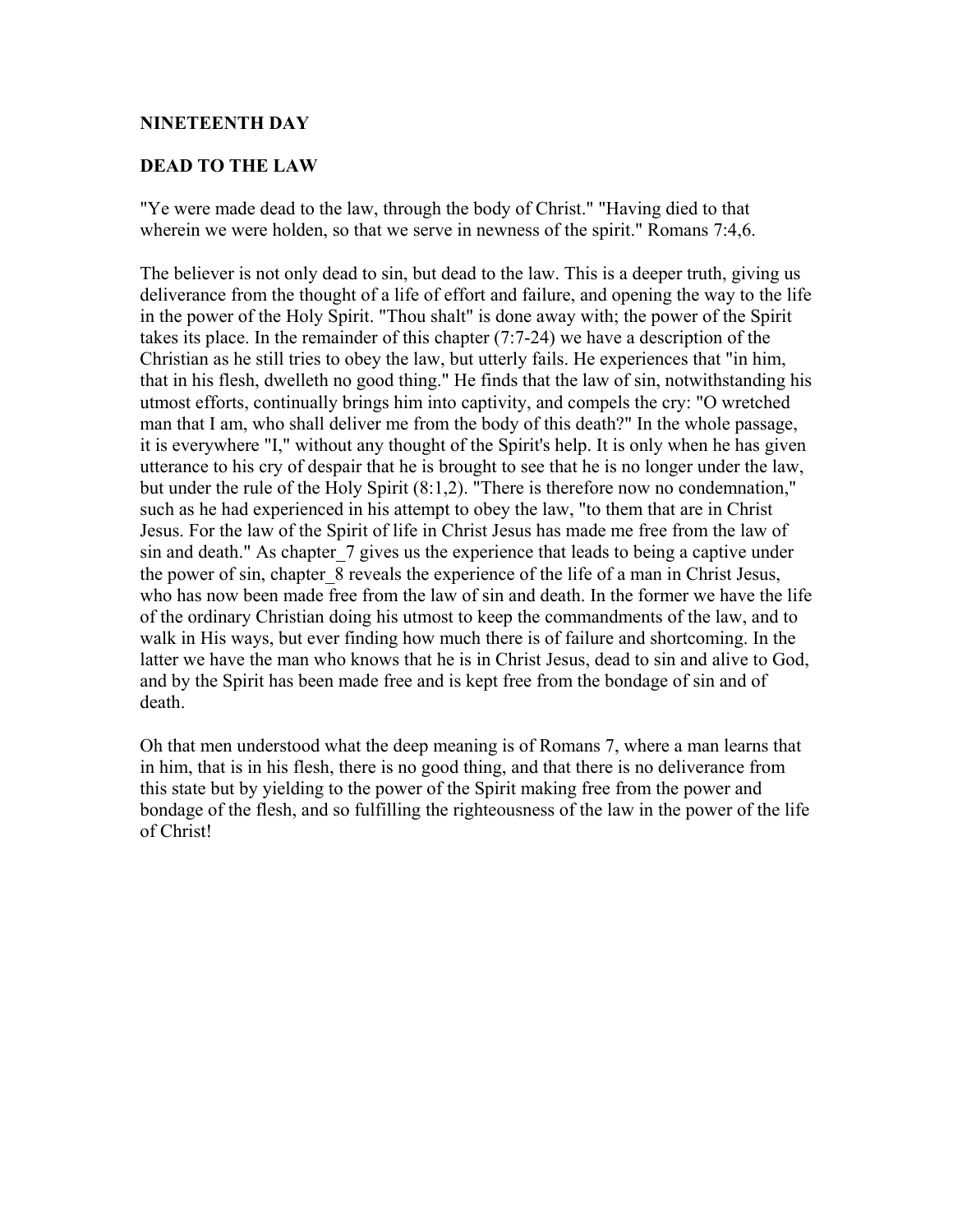**NINETEENTH DAY**

**DEAD TO THE LAW**

"Ye were made dead to the law, through the body of Christ." "Having died to that wherein we were holden, so that we serve in newness of the spirit." Romans 7:4,6.

The believer is not only dead to sin, but dead to the law. This is a deeper truth, giving us deliverance from the thought of a life of effort and failure, and opening the way to the life in the power of the Holy Spirit. "Thou shalt" is done away with; the power of the Spirit takes its place. In the remainder of this chapter (7:7-24) we have a description of the Christian as he still tries to obey the law, but utterly fails. He experiences that "in him, that in his flesh, dwelleth no good thing." He finds that the law of sin, notwithstanding his utmost efforts, continually brings him into captivity, and compels the cry: "O wretched man that I am, who shall deliver me from the body of this death?" In the whole passage, it is everywhere "I," without any thought of the Spirit's help. It is only when he has given utterance to his cry of despair that he is brought to see that he is no longer under the law, but under the rule of the Holy Spirit (8:1,2). "There is therefore now no condemnation," such as he had experienced in his attempt to obey the law, "to them that are in Christ Jesus. For the law of the Spirit of life in Christ Jesus has made me free from the law of sin and death." As chapter_7 gives us the experience that leads to being a captive under the power of sin, chapter_8 reveals the experience of the life of a man in Christ Jesus, who has now been made free from the law of sin and death. In the former we have the life of the ordinary Christian doing his utmost to keep the commandments of the law, and to walk in His ways, but ever finding how much there is of failure and shortcoming. In the latter we have the man who knows that he is in Christ Jesus, dead to sin and alive to God, and by the Spirit has been made free and is kept free from the bondage of sin and of death.

Oh that men understood what the deep meaning is of Romans 7, where a man learns that in him, that is in his flesh, there is no good thing, and that there is no deliverance from this state but by yielding to the power of the Spirit making free from the power and bondage of the flesh, and so fulfilling the righteousness of the law in the power of the life of Christ!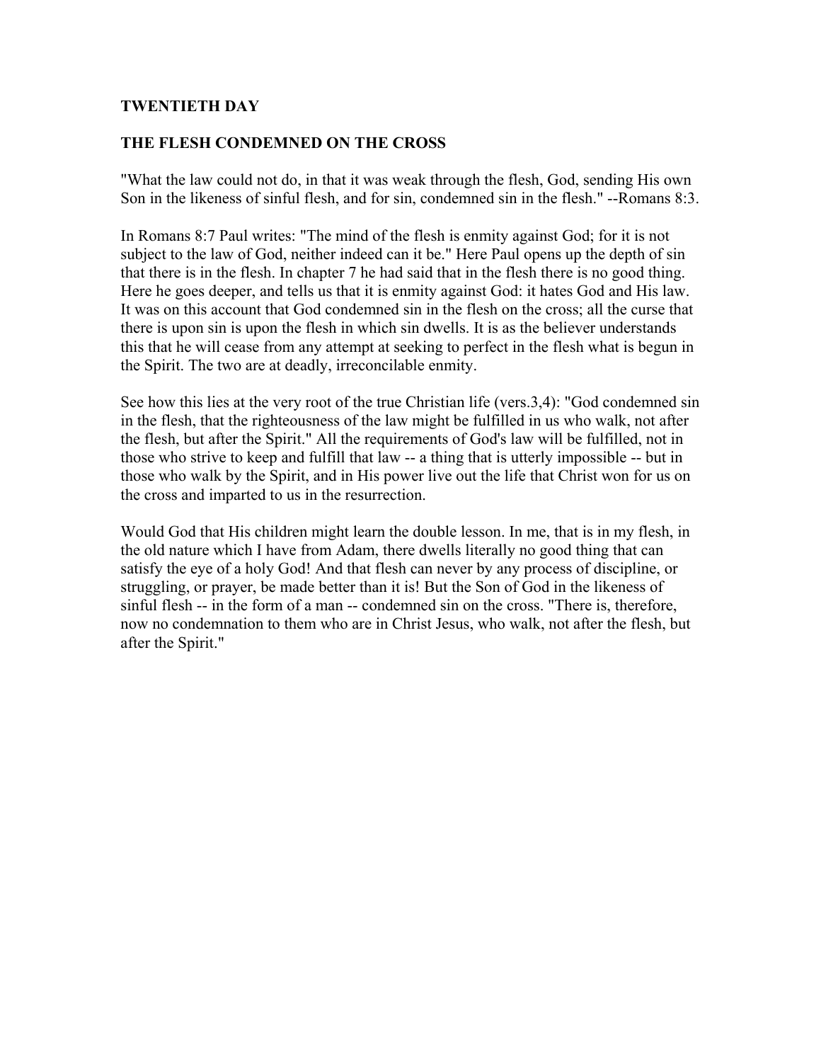**TWENTIETH DAY**

**THE FLESH CONDEMNED ON THE CROSS**

"What the law could not do, in that it was weak through the flesh, God, sending His own Son in the likeness of sinful flesh, and for sin, condemned sin in the flesh." --Romans 8:3.

In Romans 8:7 Paul writes: "The mind of the flesh is enmity against God; for it is not subject to the law of God, neither indeed can it be." Here Paul opens up the depth of sin that there is in the flesh. In chapter 7 he had said that in the flesh there is no good thing. Here he goes deeper, and tells us that it is enmity against God: it hates God and His law. It was on this account that God condemned sin in the flesh on the cross; all the curse that there is upon sin is upon the flesh in which sin dwells. It is as the believer understands this that he will cease from any attempt at seeking to perfect in the flesh what is begun in the Spirit. The two are at deadly, irreconcilable enmity.

See how this lies at the very root of the true Christian life (vers.3,4): "God condemned sin in the flesh, that the righteousness of the law might be fulfilled in us who walk, not after the flesh, but after the Spirit." All the requirements of God's law will be fulfilled, not in those who strive to keep and fulfill that law -- a thing that is utterly impossible -- but in those who walk by the Spirit, and in His power live out the life that Christ won for us on the cross and imparted to us in the resurrection.

Would God that His children might learn the double lesson. In me, that is in my flesh, in the old nature which I have from Adam, there dwells literally no good thing that can satisfy the eye of a holy God! And that flesh can never by any process of discipline, or struggling, or prayer, be made better than it is! But the Son of God in the likeness of sinful flesh -- in the form of a man -- condemned sin on the cross. "There is, therefore, now no condemnation to them who are in Christ Jesus, who walk, not after the flesh, but after the Spirit."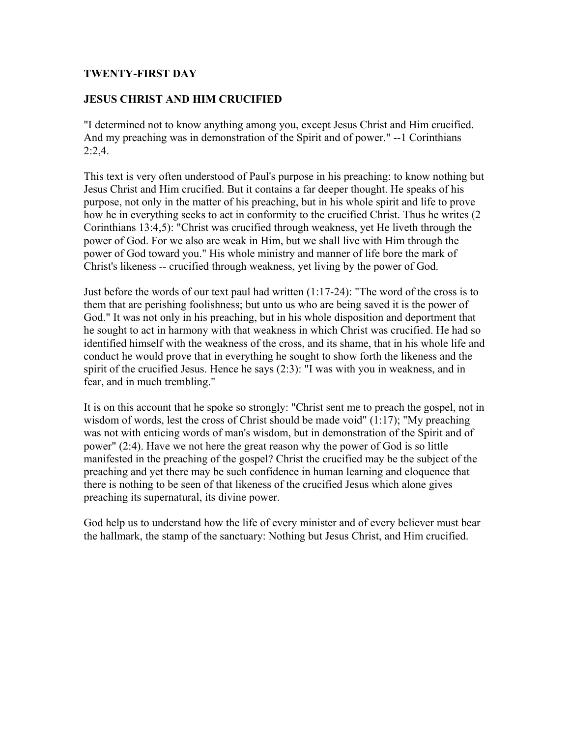## TWENTY-FIRST DAY

## JESUS CHRIST AND HIM CRUCIFIED

"I determined not to know anything among you, except Jesus Christ and Him crucified. And my preaching was in demonstration of the Spirit and of power." --1 Corinthians 2:2,4.

This text is very often understood of Paul's purpose in his preaching: to know nothing but Jesus Christ and Him crucified. But it contains a far deeper thought. He speaks of his purpose, not only in the matter of his preaching, but in his whole spirit and life to prove how he in everything seeks to act in conformity to the crucified Christ. Thus he writes (2 Corinthians 13:4,5): "Christ was crucified through weakness, yet He liveth through the power of God. For we also are weak in Him, but we shall live with Him through the power of God toward you." His whole ministry and manner of life bore the mark of Christ's likeness -- crucified through weakness, yet living by the power of God.

Just before the words of our text paul had written (1:17-24): "The word of the cross is to them that are perishing foolishness; but unto us who are being saved it is the power of God." It was not only in his preaching, but in his whole disposition and deportment that he sought to act in harmony with that weakness in which Christ was crucified. He had so identified himself with the weakness of the cross, and its shame, that in his whole life and conduct he would prove that in everything he sought to show forth the likeness and the spirit of the crucified Jesus. Hence he says (2:3): "I was with you in weakness, and in fear, and in much trembling."

It is on this account that he spoke so strongly: "Christ sent me to preach the gospel, not in wisdom of words, lest the cross of Christ should be made void" (1:17); "My preaching was not with enticing words of man's wisdom, but in demonstration of the Spirit and of power" (2:4). Have we not here the great reason why the power of God is so little manifested in the preaching of the gospel? Christ the crucified may be the subject of the preaching and yet there may be such confidence in human learning and eloquence that there is nothing to be seen of that likeness of the crucified Jesus which alone gives preaching its supernatural, its divine power.

God help us to understand how the life of every minister and of every believer must bear the hallmark, the stamp of the sanctuary: Nothing but Jesus Christ, and Him crucified.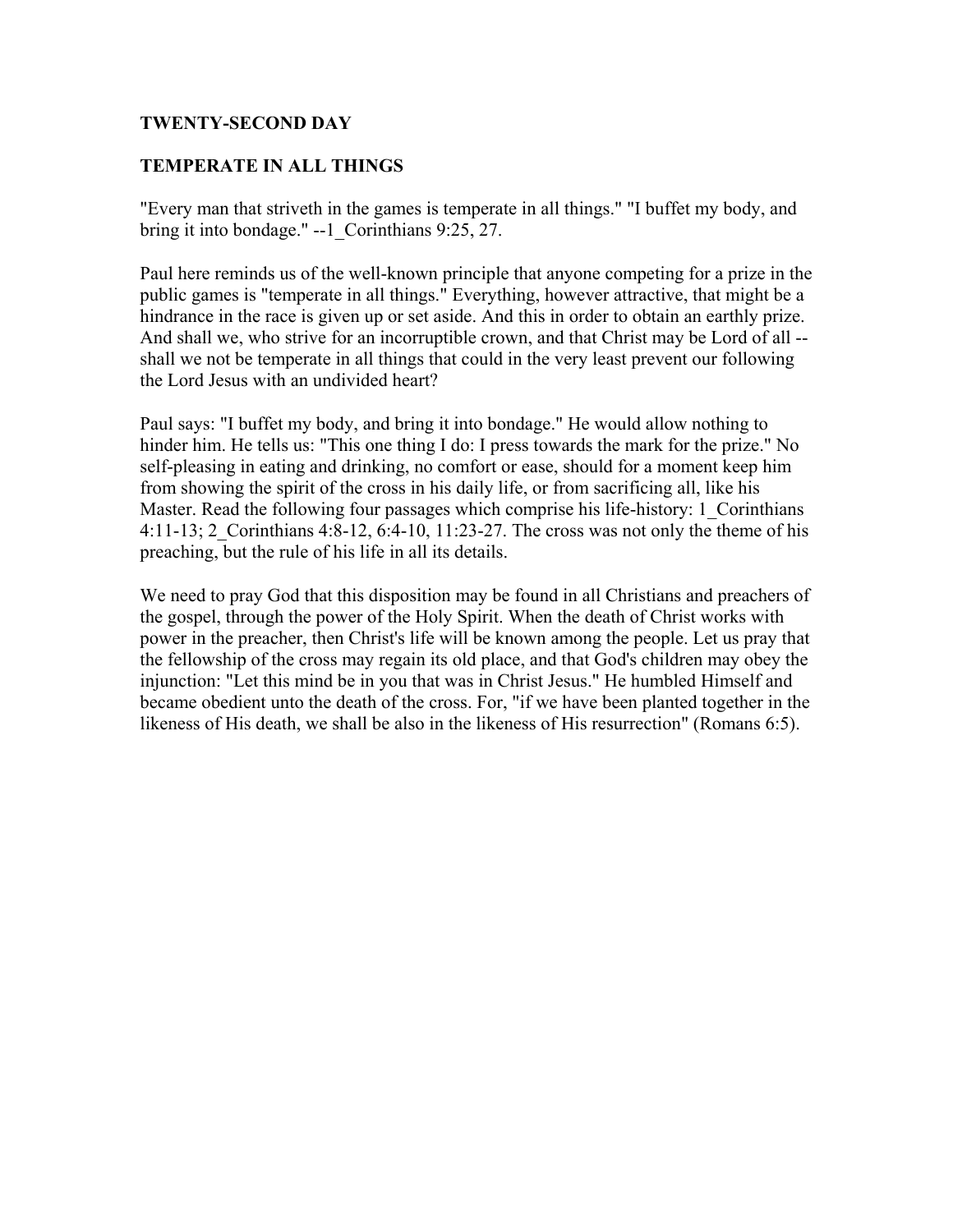## TWENTY-SECOND DAY

## TEMPERATE IN ALL THINGS

"Every man that striveth in the games is temperate in all things." "I buffet my body, and bring it into bondage." --1_Corinthians 9:25, 27.

Paul here reminds us of the well-known principle that anyone competing for a prize in the public games is "temperate in all things." Everything, however attractive, that might be a hindrance in the race is given up or set aside. And this in order to obtain an earthly prize. And shall we, who strive for an incorruptible crown, and that Christ may be Lord of all -- shall we not be temperate in all things that could in the very least prevent our following the Lord Jesus with an undivided heart?

Paul says: "I buffet my body, and bring it into bondage." He would allow nothing to hinder him. He tells us: "This one thing I do: I press towards the mark for the prize." No self-pleasing in eating and drinking, no comfort or ease, should for a moment keep him from showing the spirit of the cross in his daily life, or from sacrificing all, like his Master. Read the following four passages which comprise his life-history: 1_Corinthians 4:11-13; 2_Corinthians 4:8-12, 6:4-10, 11:23-27. The cross was not only the theme of his preaching, but the rule of his life in all its details.

We need to pray God that this disposition may be found in all Christians and preachers of the gospel, through the power of the Holy Spirit. When the death of Christ works with power in the preacher, then Christ's life will be known among the people. Let us pray that the fellowship of the cross may regain its old place, and that God's children may obey the injunction: "Let this mind be in you that was in Christ Jesus." He humbled Himself and became obedient unto the death of the cross. For, "if we have been planted together in the likeness of His death, we shall be also in the likeness of His resurrection" (Romans 6:5).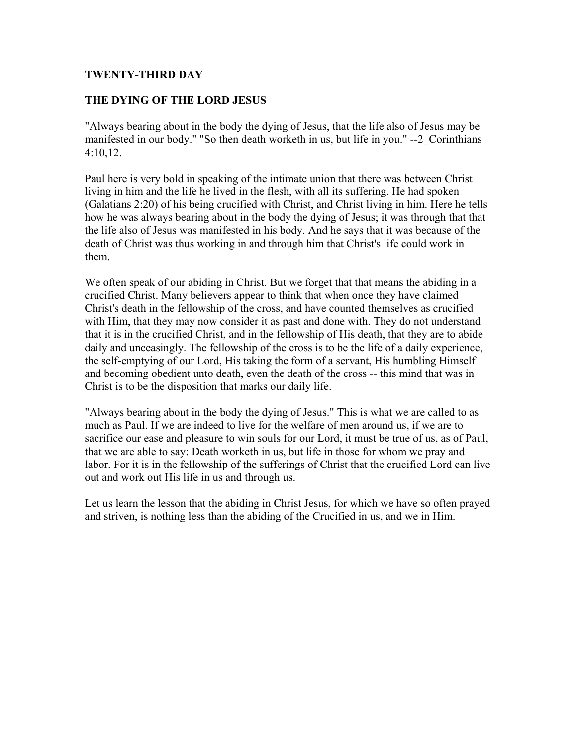## TWENTY-THIRD DAY

## THE DYING OF THE LORD JESUS

"Always bearing about in the body the dying of Jesus, that the life also of Jesus may be manifested in our body." "So then death worketh in us, but life in you." --2_Corinthians 4:10,12.

Paul here is very bold in speaking of the intimate union that there was between Christ living in him and the life he lived in the flesh, with all its suffering. He had spoken (Galatians 2:20) of his being crucified with Christ, and Christ living in him. Here he tells how he was always bearing about in the body the dying of Jesus; it was through that that the life also of Jesus was manifested in his body. And he says that it was because of the death of Christ was thus working in and through him that Christ's life could work in them.

We often speak of our abiding in Christ. But we forget that that means the abiding in a crucified Christ. Many believers appear to think that when once they have claimed Christ's death in the fellowship of the cross, and have counted themselves as crucified with Him, that they may now consider it as past and done with. They do not understand that it is in the crucified Christ, and in the fellowship of His death, that they are to abide daily and unceasingly. The fellowship of the cross is to be the life of a daily experience, the self-emptying of our Lord, His taking the form of a servant, His humbling Himself and becoming obedient unto death, even the death of the cross -- this mind that was in Christ is to be the disposition that marks our daily life.

"Always bearing about in the body the dying of Jesus." This is what we are called to as much as Paul. If we are indeed to live for the welfare of men around us, if we are to sacrifice our ease and pleasure to win souls for our Lord, it must be true of us, as of Paul, that we are able to say: Death worketh in us, but life in those for whom we pray and labor. For it is in the fellowship of the sufferings of Christ that the crucified Lord can live out and work out His life in us and through us.

Let us learn the lesson that the abiding in Christ Jesus, for which we have so often prayed and striven, is nothing less than the abiding of the Crucified in us, and we in Him.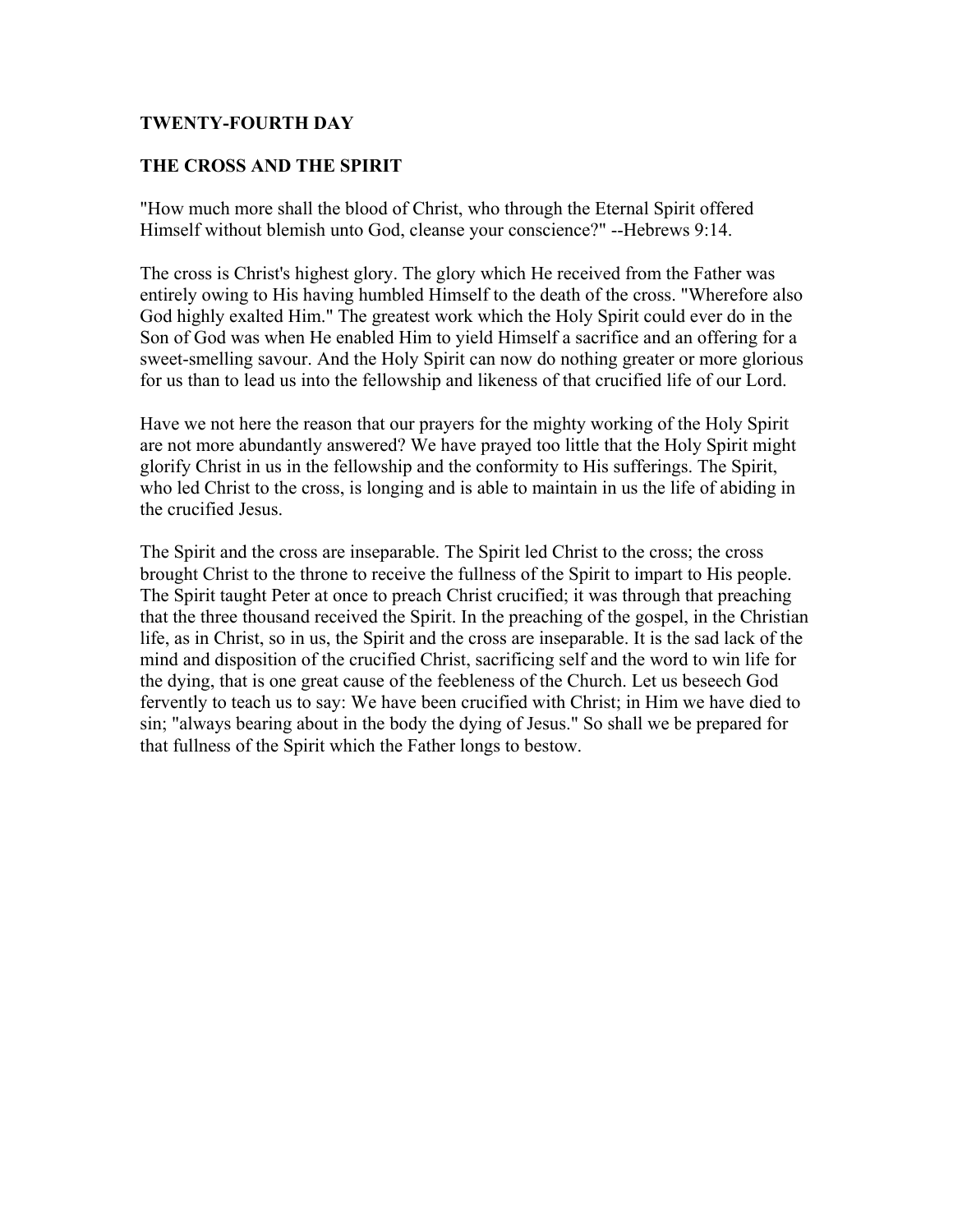## TWENTY-FOURTH DAY

## THE CROSS AND THE SPIRIT

"How much more shall the blood of Christ, who through the Eternal Spirit offered Himself without blemish unto God, cleanse your conscience?" --Hebrews 9:14.

The cross is Christ's highest glory. The glory which He received from the Father was entirely owing to His having humbled Himself to the death of the cross. "Wherefore also God highly exalted Him." The greatest work which the Holy Spirit could ever do in the Son of God was when He enabled Him to yield Himself a sacrifice and an offering for a sweet-smelling savour. And the Holy Spirit can now do nothing greater or more glorious for us than to lead us into the fellowship and likeness of that crucified life of our Lord.

Have we not here the reason that our prayers for the mighty working of the Holy Spirit are not more abundantly answered? We have prayed too little that the Holy Spirit might glorify Christ in us in the fellowship and the conformity to His sufferings. The Spirit, who led Christ to the cross, is longing and is able to maintain in us the life of abiding in the crucified Jesus.

The Spirit and the cross are inseparable. The Spirit led Christ to the cross; the cross brought Christ to the throne to receive the fullness of the Spirit to impart to His people. The Spirit taught Peter at once to preach Christ crucified; it was through that preaching that the three thousand received the Spirit. In the preaching of the gospel, in the Christian life, as in Christ, so in us, the Spirit and the cross are inseparable. It is the sad lack of the mind and disposition of the crucified Christ, sacrificing self and the word to win life for the dying, that is one great cause of the feebleness of the Church. Let us beseech God fervently to teach us to say: We have been crucified with Christ; in Him we have died to sin; "always bearing about in the body the dying of Jesus." So shall we be prepared for that fullness of the Spirit which the Father longs to bestow.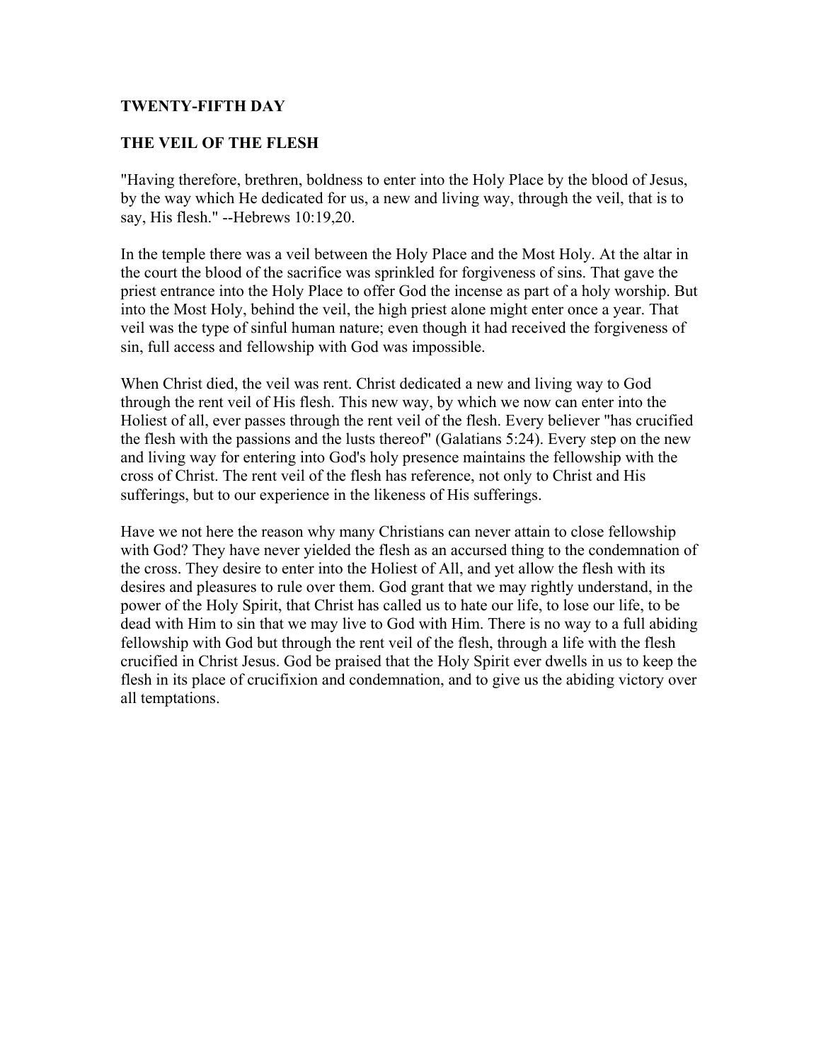## TWENTY-FIFTH DAY

## THE VEIL OF THE FLESH

"Having therefore, brethren, boldness to enter into the Holy Place by the blood of Jesus, by the way which He dedicated for us, a new and living way, through the veil, that is to say, His flesh." --Hebrews 10:19,20.

In the temple there was a veil between the Holy Place and the Most Holy. At the altar in the court the blood of the sacrifice was sprinkled for forgiveness of sins. That gave the priest entrance into the Holy Place to offer God the incense as part of a holy worship. But into the Most Holy, behind the veil, the high priest alone might enter once a year. That veil was the type of sinful human nature; even though it had received the forgiveness of sin, full access and fellowship with God was impossible.

When Christ died, the veil was rent. Christ dedicated a new and living way to God through the rent veil of His flesh. This new way, by which we now can enter into the Holiest of all, ever passes through the rent veil of the flesh. Every believer "has crucified the flesh with the passions and the lusts thereof" (Galatians 5:24). Every step on the new and living way for entering into God's holy presence maintains the fellowship with the cross of Christ. The rent veil of the flesh has reference, not only to Christ and His sufferings, but to our experience in the likeness of His sufferings.

Have we not here the reason why many Christians can never attain to close fellowship with God? They have never yielded the flesh as an accursed thing to the condemnation of the cross. They desire to enter into the Holiest of All, and yet allow the flesh with its desires and pleasures to rule over them. God grant that we may rightly understand, in the power of the Holy Spirit, that Christ has called us to hate our life, to lose our life, to be dead with Him to sin that we may live to God with Him. There is no way to a full abiding fellowship with God but through the rent veil of the flesh, through a life with the flesh crucified in Christ Jesus. God be praised that the Holy Spirit ever dwells in us to keep the flesh in its place of crucifixion and condemnation, and to give us the abiding victory over all temptations.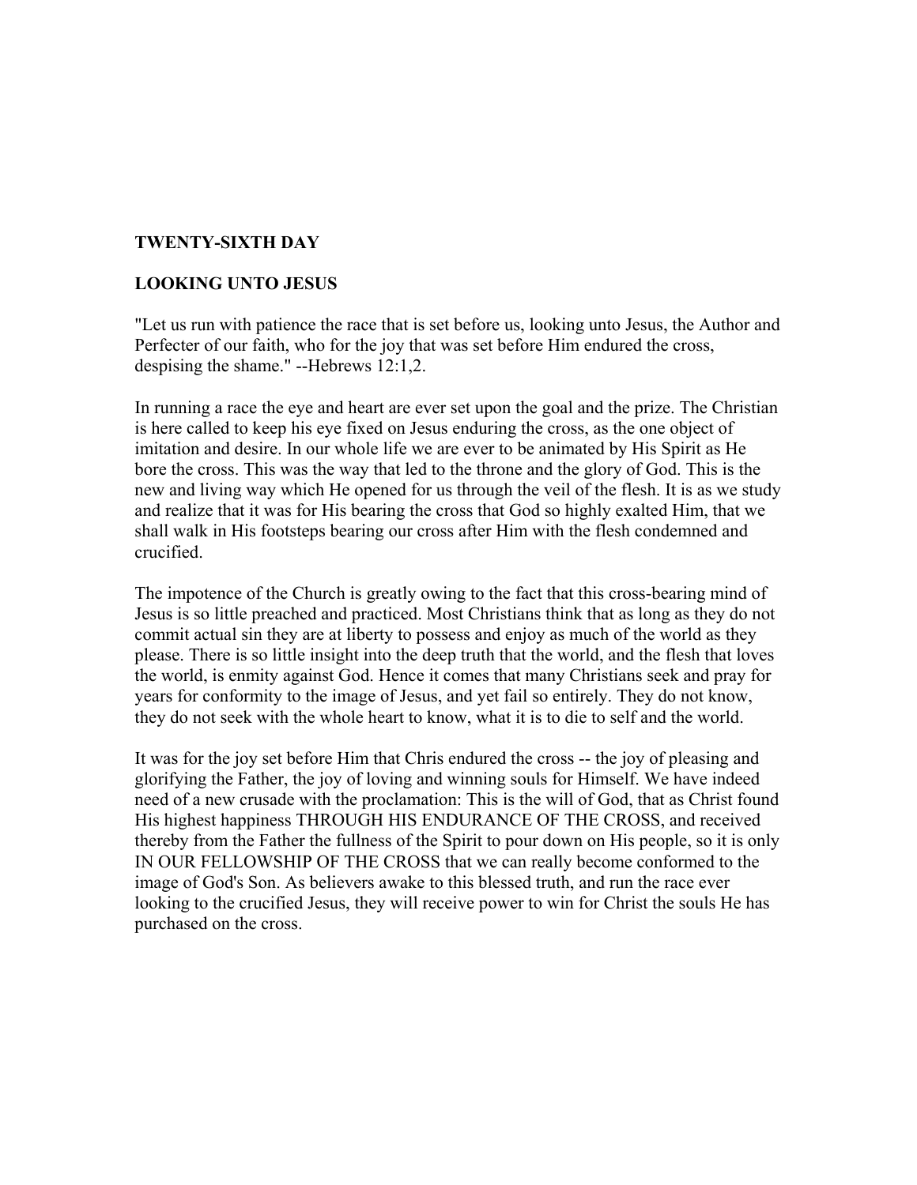**TWENTY-SIXTH DAY**

**LOOKING UNTO JESUS**

"Let us run with patience the race that is set before us, looking unto Jesus, the Author and Perfecter of our faith, who for the joy that was set before Him endured the cross, despising the shame." --Hebrews 12:1,2.

In running a race the eye and heart are ever set upon the goal and the prize. The Christian is here called to keep his eye fixed on Jesus enduring the cross, as the one object of imitation and desire. In our whole life we are ever to be animated by His Spirit as He bore the cross. This was the way that led to the throne and the glory of God. This is the new and living way which He opened for us through the veil of the flesh. It is as we study and realize that it was for His bearing the cross that God so highly exalted Him, that we shall walk in His footsteps bearing our cross after Him with the flesh condemned and crucified.

The impotence of the Church is greatly owing to the fact that this cross-bearing mind of Jesus is so little preached and practiced. Most Christians think that as long as they do not commit actual sin they are at liberty to possess and enjoy as much of the world as they please. There is so little insight into the deep truth that the world, and the flesh that loves the world, is enmity against God. Hence it comes that many Christians seek and pray for years for conformity to the image of Jesus, and yet fail so entirely. They do not know, they do not seek with the whole heart to know, what it is to die to self and the world.

It was for the joy set before Him that Chris endured the cross -- the joy of pleasing and glorifying the Father, the joy of loving and winning souls for Himself. We have indeed need of a new crusade with the proclamation: This is the will of God, that as Christ found His highest happiness THROUGH HIS ENDURANCE OF THE CROSS, and received thereby from the Father the fullness of the Spirit to pour down on His people, so it is only IN OUR FELLOWSHIP OF THE CROSS that we can really become conformed to the image of God's Son. As believers awake to this blessed truth, and run the race ever looking to the crucified Jesus, they will receive power to win for Christ the souls He has purchased on the cross.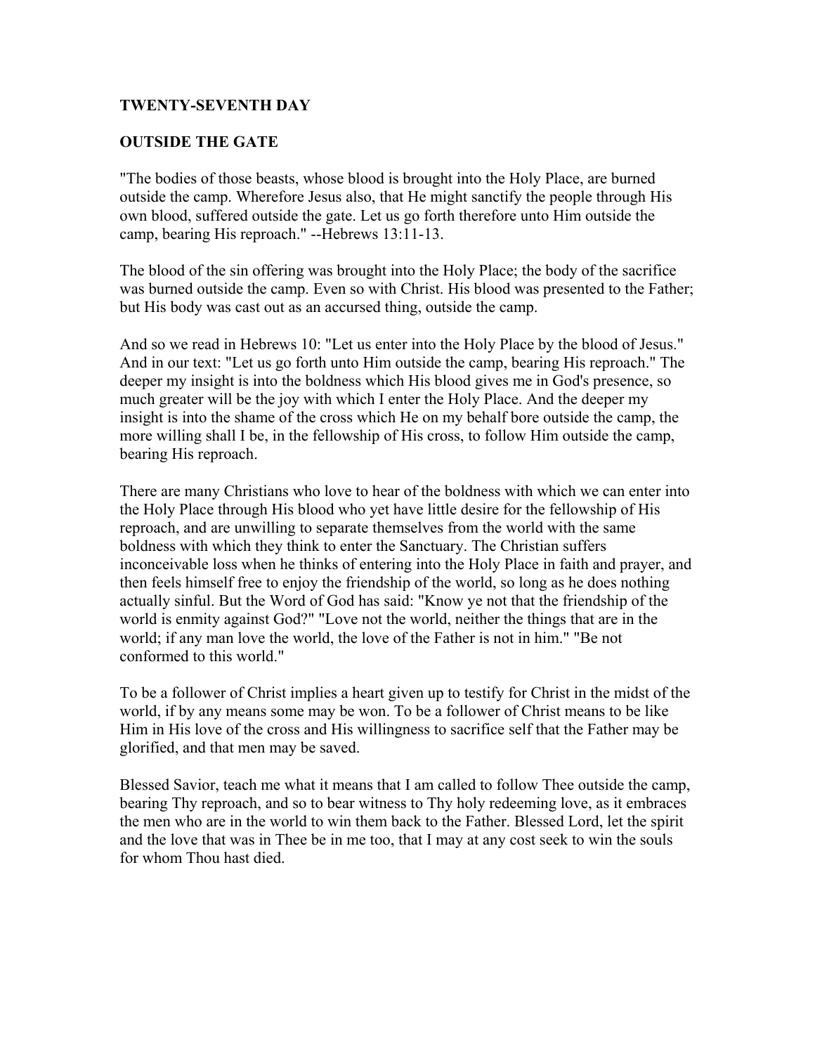**TWENTY-SEVENTH DAY**

**OUTSIDE THE GATE**

"The bodies of those beasts, whose blood is brought into the Holy Place, are burned outside the camp. Wherefore Jesus also, that He might sanctify the people through His own blood, suffered outside the gate. Let us go forth therefore unto Him outside the camp, bearing His reproach." --Hebrews 13:11-13.

The blood of the sin offering was brought into the Holy Place; the body of the sacrifice was burned outside the camp. Even so with Christ. His blood was presented to the Father; but His body was cast out as an accursed thing, outside the camp.

And so we read in Hebrews 10: "Let us enter into the Holy Place by the blood of Jesus." And in our text: "Let us go forth unto Him outside the camp, bearing His reproach." The deeper my insight is into the boldness which His blood gives me in God's presence, so much greater will be the joy with which I enter the Holy Place. And the deeper my insight is into the shame of the cross which He on my behalf bore outside the camp, the more willing shall I be, in the fellowship of His cross, to follow Him outside the camp, bearing His reproach.

There are many Christians who love to hear of the boldness with which we can enter into the Holy Place through His blood who yet have little desire for the fellowship of His reproach, and are unwilling to separate themselves from the world with the same boldness with which they think to enter the Sanctuary. The Christian suffers inconceivable loss when he thinks of entering into the Holy Place in faith and prayer, and then feels himself free to enjoy the friendship of the world, so long as he does nothing actually sinful. But the Word of God has said: "Know ye not that the friendship of the world is enmity against God?" "Love not the world, neither the things that are in the world; if any man love the world, the love of the Father is not in him." "Be not conformed to this world."

To be a follower of Christ implies a heart given up to testify for Christ in the midst of the world, if by any means some may be won. To be a follower of Christ means to be like Him in His love of the cross and His willingness to sacrifice self that the Father may be glorified, and that men may be saved.

Blessed Savior, teach me what it means that I am called to follow Thee outside the camp, bearing Thy reproach, and so to bear witness to Thy holy redeeming love, as it embraces the men who are in the world to win them back to the Father. Blessed Lord, let the spirit and the love that was in Thee be in me too, that I may at any cost seek to win the souls for whom Thou hast died.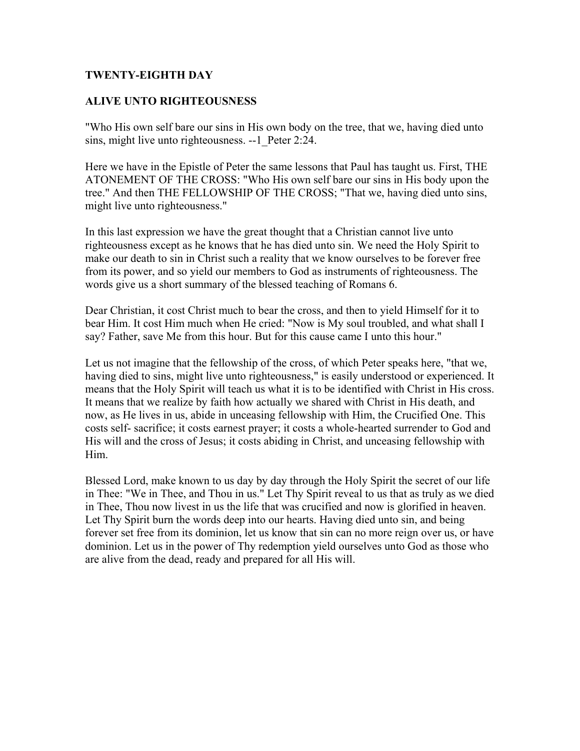**TWENTY-EIGHTH DAY**

**ALIVE UNTO RIGHTEOUSNESS**

"Who His own self bare our sins in His own body on the tree, that we, having died unto sins, might live unto righteousness. --1_Peter 2:24.

Here we have in the Epistle of Peter the same lessons that Paul has taught us. First, THE ATONEMENT OF THE CROSS: "Who His own self bare our sins in His body upon the tree." And then THE FELLOWSHIP OF THE CROSS; "That we, having died unto sins, might live unto righteousness."

In this last expression we have the great thought that a Christian cannot live unto righteousness except as he knows that he has died unto sin. We need the Holy Spirit to make our death to sin in Christ such a reality that we know ourselves to be forever free from its power, and so yield our members to God as instruments of righteousness. The words give us a short summary of the blessed teaching of Romans 6.

Dear Christian, it cost Christ much to bear the cross, and then to yield Himself for it to bear Him. It cost Him much when He cried: "Now is My soul troubled, and what shall I say? Father, save Me from this hour. But for this cause came I unto this hour."

Let us not imagine that the fellowship of the cross, of which Peter speaks here, "that we, having died to sins, might live unto righteousness," is easily understood or experienced. It means that the Holy Spirit will teach us what it is to be identified with Christ in His cross. It means that we realize by faith how actually we shared with Christ in His death, and now, as He lives in us, abide in unceasing fellowship with Him, the Crucified One. This costs self- sacrifice; it costs earnest prayer; it costs a whole-hearted surrender to God and His will and the cross of Jesus; it costs abiding in Christ, and unceasing fellowship with Him.

Blessed Lord, make known to us day by day through the Holy Spirit the secret of our life in Thee: "We in Thee, and Thou in us." Let Thy Spirit reveal to us that as truly as we died in Thee, Thou now livest in us the life that was crucified and now is glorified in heaven. Let Thy Spirit burn the words deep into our hearts. Having died unto sin, and being forever set free from its dominion, let us know that sin can no more reign over us, or have dominion. Let us in the power of Thy redemption yield ourselves unto God as those who are alive from the dead, ready and prepared for all His will.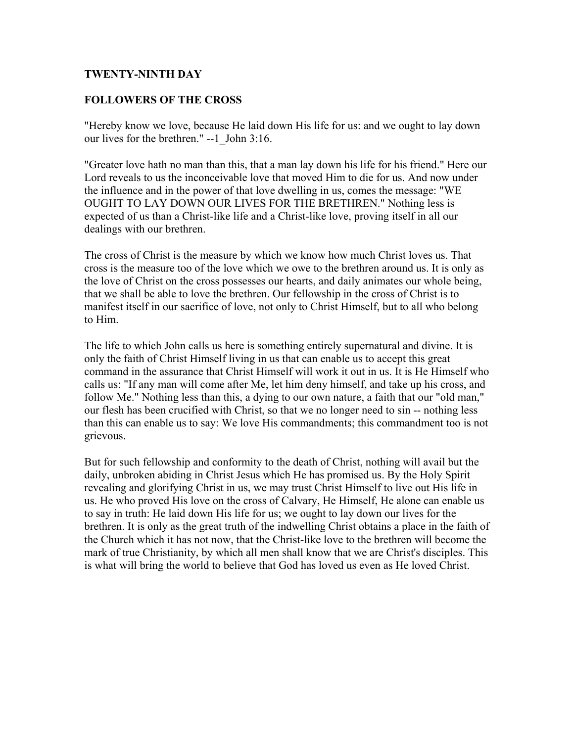## TWENTY-NINTH DAY

## FOLLOWERS OF THE CROSS

"Hereby know we love, because He laid down His life for us: and we ought to lay down our lives for the brethren." --1_John 3:16.

"Greater love hath no man than this, that a man lay down his life for his friend." Here our Lord reveals to us the inconceivable love that moved Him to die for us. And now under the influence and in the power of that love dwelling in us, comes the message: "WE OUGHT TO LAY DOWN OUR LIVES FOR THE BRETHREN." Nothing less is expected of us than a Christ-like life and a Christ-like love, proving itself in all our dealings with our brethren.

The cross of Christ is the measure by which we know how much Christ loves us. That cross is the measure too of the love which we owe to the brethren around us. It is only as the love of Christ on the cross possesses our hearts, and daily animates our whole being, that we shall be able to love the brethren. Our fellowship in the cross of Christ is to manifest itself in our sacrifice of love, not only to Christ Himself, but to all who belong to Him.

The life to which John calls us here is something entirely supernatural and divine. It is only the faith of Christ Himself living in us that can enable us to accept this great command in the assurance that Christ Himself will work it out in us. It is He Himself who calls us: "If any man will come after Me, let him deny himself, and take up his cross, and follow Me." Nothing less than this, a dying to our own nature, a faith that our "old man," our flesh has been crucified with Christ, so that we no longer need to sin -- nothing less than this can enable us to say: We love His commandments; this commandment too is not grievous.

But for such fellowship and conformity to the death of Christ, nothing will avail but the daily, unbroken abiding in Christ Jesus which He has promised us. By the Holy Spirit revealing and glorifying Christ in us, we may trust Christ Himself to live out His life in us. He who proved His love on the cross of Calvary, He Himself, He alone can enable us to say in truth: He laid down His life for us; we ought to lay down our lives for the brethren. It is only as the great truth of the indwelling Christ obtains a place in the faith of the Church which it has not now, that the Christ-like love to the brethren will become the mark of true Christianity, by which all men shall know that we are Christ's disciples. This is what will bring the world to believe that God has loved us even as He loved Christ.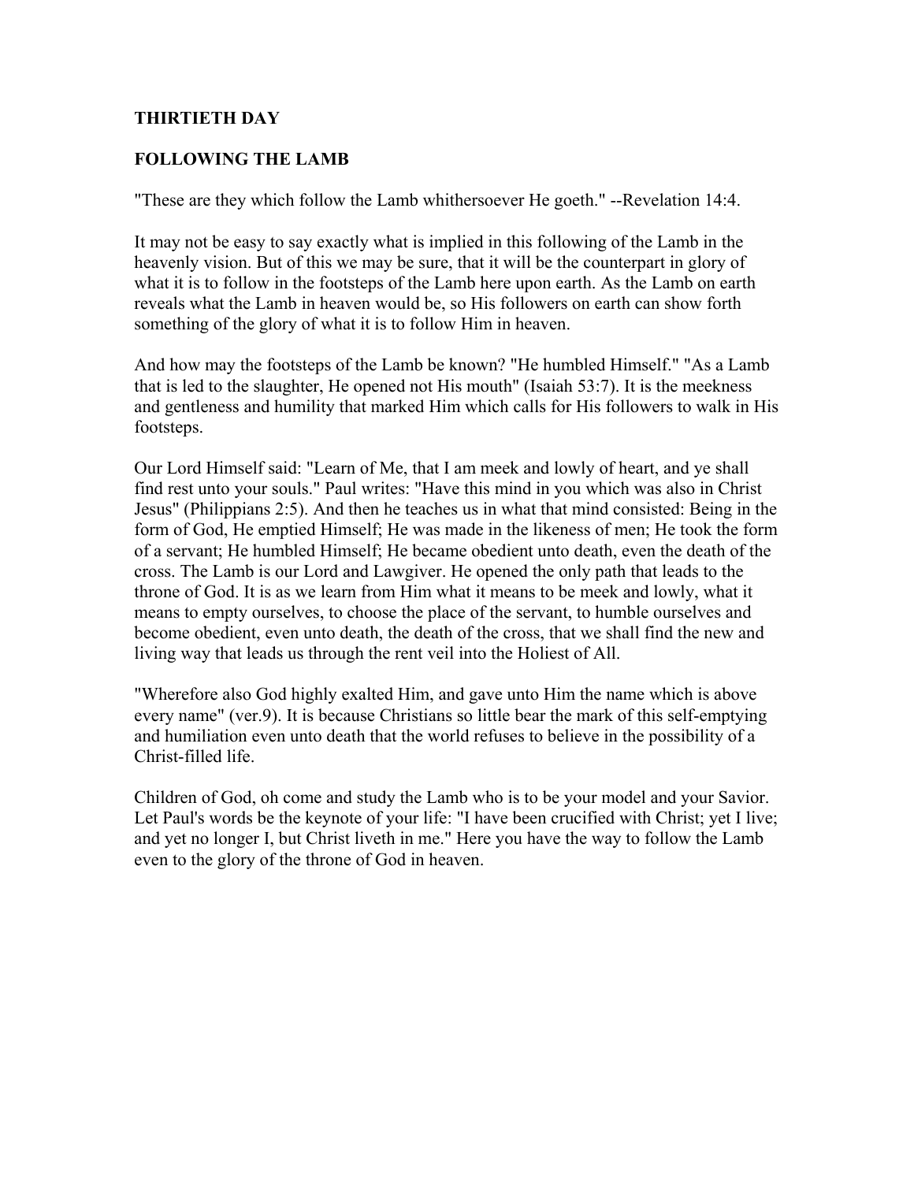## THIRTIETH DAY

## FOLLOWING THE LAMB

"These are they which follow the Lamb whithersoever He goeth." --Revelation 14:4.

It may not be easy to say exactly what is implied in this following of the Lamb in the heavenly vision. But of this we may be sure, that it will be the counterpart in glory of what it is to follow in the footsteps of the Lamb here upon earth. As the Lamb on earth reveals what the Lamb in heaven would be, so His followers on earth can show forth something of the glory of what it is to follow Him in heaven.

And how may the footsteps of the Lamb be known? "He humbled Himself." "As a Lamb that is led to the slaughter, He opened not His mouth" (Isaiah 53:7). It is the meekness and gentleness and humility that marked Him which calls for His followers to walk in His footsteps.

Our Lord Himself said: "Learn of Me, that I am meek and lowly of heart, and ye shall find rest unto your souls." Paul writes: "Have this mind in you which was also in Christ Jesus" (Philippians 2:5). And then he teaches us in what that mind consisted: Being in the form of God, He emptied Himself; He was made in the likeness of men; He took the form of a servant; He humbled Himself; He became obedient unto death, even the death of the cross. The Lamb is our Lord and Lawgiver. He opened the only path that leads to the throne of God. It is as we learn from Him what it means to be meek and lowly, what it means to empty ourselves, to choose the place of the servant, to humble ourselves and become obedient, even unto death, the death of the cross, that we shall find the new and living way that leads us through the rent veil into the Holiest of All.

"Wherefore also God highly exalted Him, and gave unto Him the name which is above every name" (ver.9). It is because Christians so little bear the mark of this self-emptying and humiliation even unto death that the world refuses to believe in the possibility of a Christ-filled life.

Children of God, oh come and study the Lamb who is to be your model and your Savior. Let Paul's words be the keynote of your life: "I have been crucified with Christ; yet I live; and yet no longer I, but Christ liveth in me." Here you have the way to follow the Lamb even to the glory of the throne of God in heaven.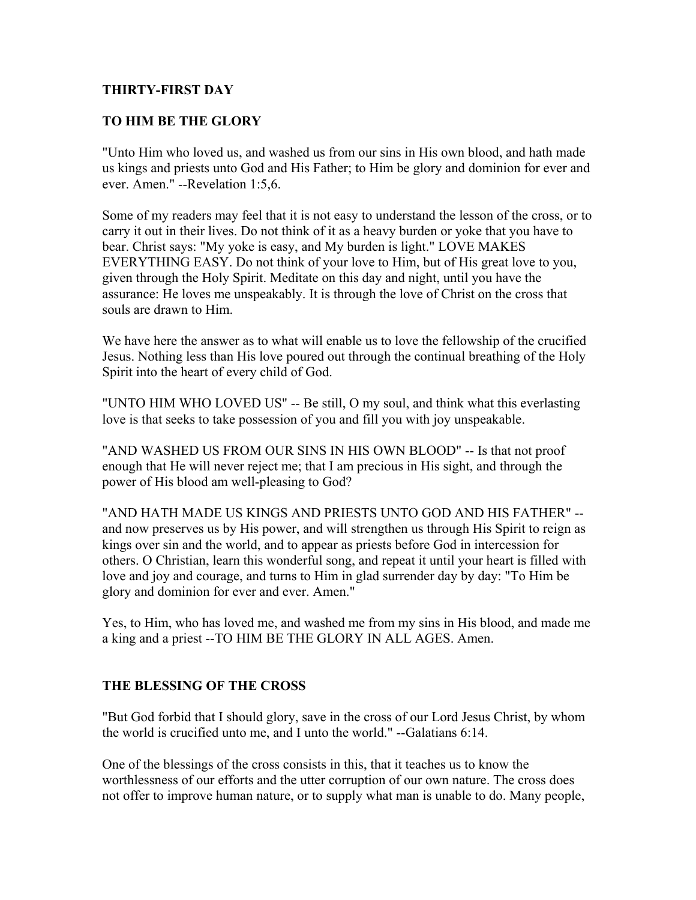## THIRTY-FIRST DAY

## TO HIM BE THE GLORY

"Unto Him who loved us, and washed us from our sins in His own blood, and hath made us kings and priests unto God and His Father; to Him be glory and dominion for ever and ever. Amen." --Revelation 1:5,6.

Some of my readers may feel that it is not easy to understand the lesson of the cross, or to carry it out in their lives. Do not think of it as a heavy burden or yoke that you have to bear. Christ says: "My yoke is easy, and My burden is light." LOVE MAKES EVERYTHING EASY. Do not think of your love to Him, but of His great love to you, given through the Holy Spirit. Meditate on this day and night, until you have the assurance: He loves me unspeakably. It is through the love of Christ on the cross that souls are drawn to Him.

We have here the answer as to what will enable us to love the fellowship of the crucified Jesus. Nothing less than His love poured out through the continual breathing of the Holy Spirit into the heart of every child of God.

"UNTO HIM WHO LOVED US" -- Be still, O my soul, and think what this everlasting love is that seeks to take possession of you and fill you with joy unspeakable.

"AND WASHED US FROM OUR SINS IN HIS OWN BLOOD" -- Is that not proof enough that He will never reject me; that I am precious in His sight, and through the power of His blood am well-pleasing to God?

"AND HATH MADE US KINGS AND PRIESTS UNTO GOD AND HIS FATHER" -- and now preserves us by His power, and will strengthen us through His Spirit to reign as kings over sin and the world, and to appear as priests before God in intercession for others. O Christian, learn this wonderful song, and repeat it until your heart is filled with love and joy and courage, and turns to Him in glad surrender day by day: "To Him be glory and dominion for ever and ever. Amen."

Yes, to Him, who has loved me, and washed me from my sins in His blood, and made me a king and a priest --TO HIM BE THE GLORY IN ALL AGES. Amen.

## THE BLESSING OF THE CROSS

"But God forbid that I should glory, save in the cross of our Lord Jesus Christ, by whom the world is crucified unto me, and I unto the world." --Galatians 6:14.

One of the blessings of the cross consists in this, that it teaches us to know the worthlessness of our efforts and the utter corruption of our own nature. The cross does not offer to improve human nature, or to supply what man is unable to do. Many people,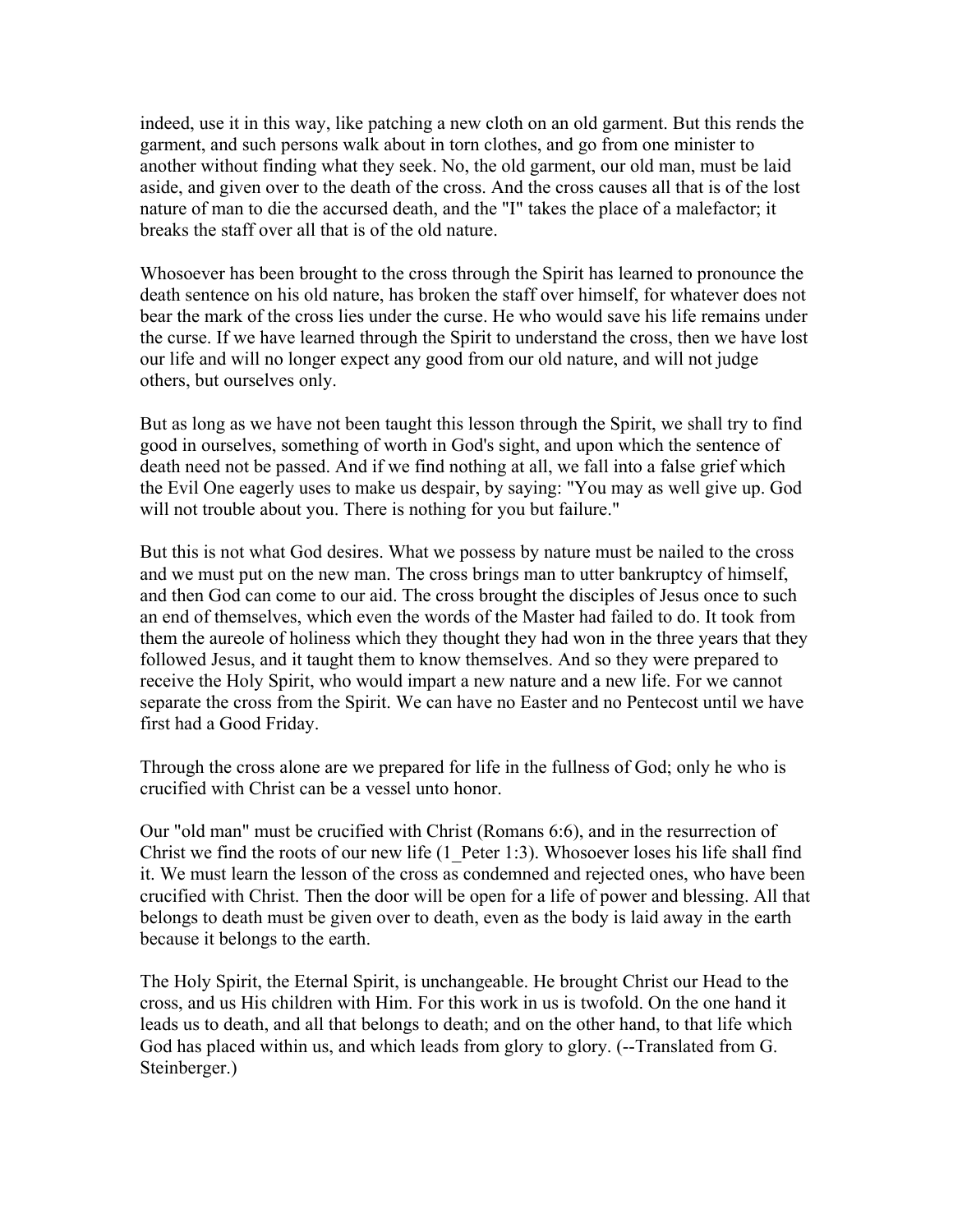indeed, use it in this way, like patching a new cloth on an old garment. But this rends the garment, and such persons walk about in torn clothes, and go from one minister to another without finding what they seek. No, the old garment, our old man, must be laid aside, and given over to the death of the cross. And the cross causes all that is of the lost nature of man to die the accursed death, and the "I" takes the place of a malefactor; it breaks the staff over all that is of the old nature.

Whosoever has been brought to the cross through the Spirit has learned to pronounce the death sentence on his old nature, has broken the staff over himself, for whatever does not bear the mark of the cross lies under the curse. He who would save his life remains under the curse. If we have learned through the Spirit to understand the cross, then we have lost our life and will no longer expect any good from our old nature, and will not judge others, but ourselves only.

But as long as we have not been taught this lesson through the Spirit, we shall try to find good in ourselves, something of worth in God's sight, and upon which the sentence of death need not be passed. And if we find nothing at all, we fall into a false grief which the Evil One eagerly uses to make us despair, by saying: "You may as well give up. God will not trouble about you. There is nothing for you but failure."

But this is not what God desires. What we possess by nature must be nailed to the cross and we must put on the new man. The cross brings man to utter bankruptcy of himself, and then God can come to our aid. The cross brought the disciples of Jesus once to such an end of themselves, which even the words of the Master had failed to do. It took from them the aureole of holiness which they thought they had won in the three years that they followed Jesus, and it taught them to know themselves. And so they were prepared to receive the Holy Spirit, who would impart a new nature and a new life. For we cannot separate the cross from the Spirit. We can have no Easter and no Pentecost until we have first had a Good Friday.

Through the cross alone are we prepared for life in the fullness of God; only he who is crucified with Christ can be a vessel unto honor.

Our "old man" must be crucified with Christ (Romans 6:6), and in the resurrection of Christ we find the roots of our new life (1_Peter 1:3). Whosoever loses his life shall find it. We must learn the lesson of the cross as condemned and rejected ones, who have been crucified with Christ. Then the door will be open for a life of power and blessing. All that belongs to death must be given over to death, even as the body is laid away in the earth because it belongs to the earth.

The Holy Spirit, the Eternal Spirit, is unchangeable. He brought Christ our Head to the cross, and us His children with Him. For this work in us is twofold. On the one hand it leads us to death, and all that belongs to death; and on the other hand, to that life which God has placed within us, and which leads from glory to glory. (--Translated from G. Steinberger.)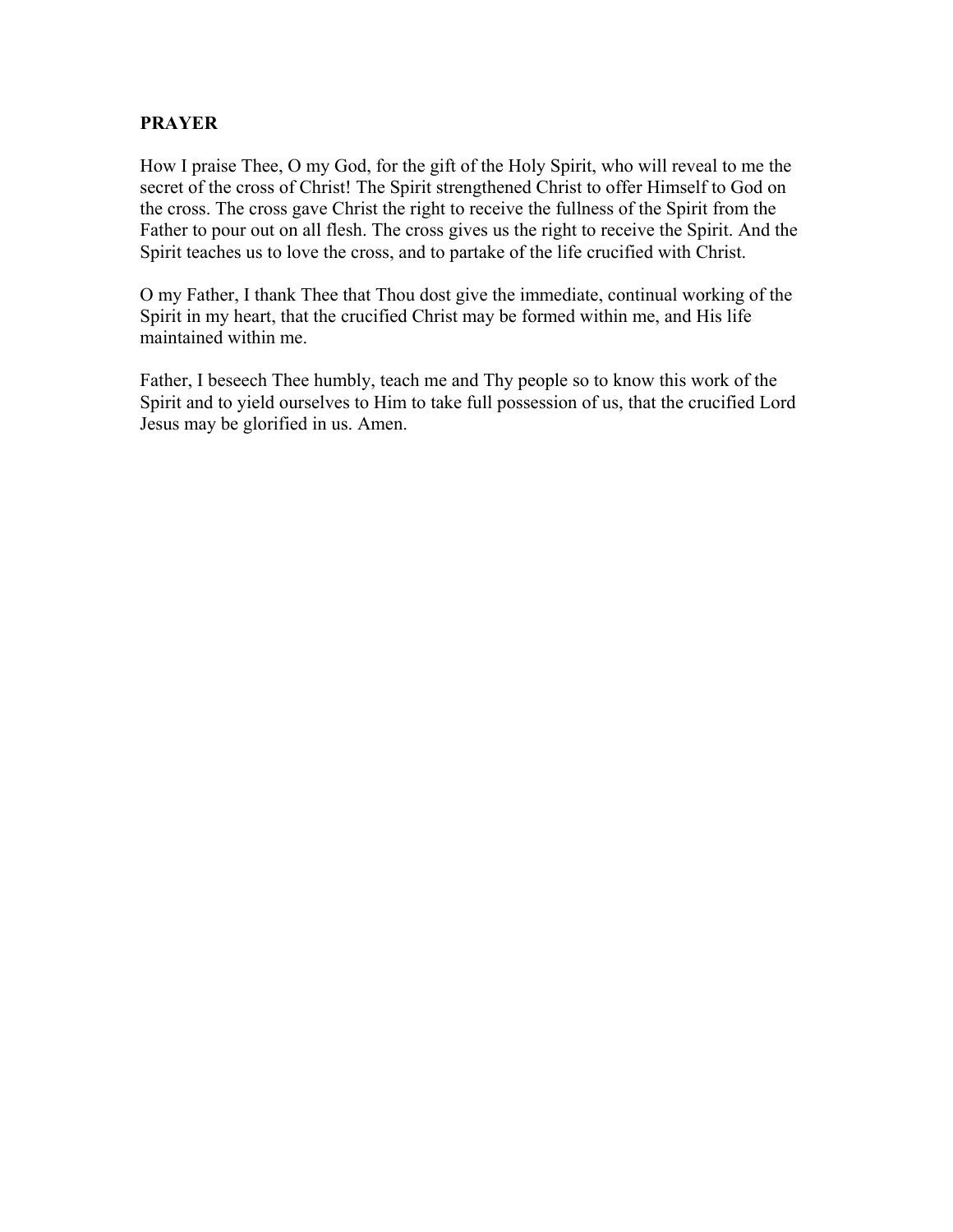**PRAYER**

How I praise Thee, O my God, for the gift of the Holy Spirit, who will reveal to me the secret of the cross of Christ! The Spirit strengthened Christ to offer Himself to God on the cross. The cross gave Christ the right to receive the fullness of the Spirit from the Father to pour out on all flesh. The cross gives us the right to receive the Spirit. And the Spirit teaches us to love the cross, and to partake of the life crucified with Christ.

O my Father, I thank Thee that Thou dost give the immediate, continual working of the Spirit in my heart, that the crucified Christ may be formed within me, and His life maintained within me.

Father, I beseech Thee humbly, teach me and Thy people so to know this work of the Spirit and to yield ourselves to Him to take full possession of us, that the crucified Lord Jesus may be glorified in us. Amen.